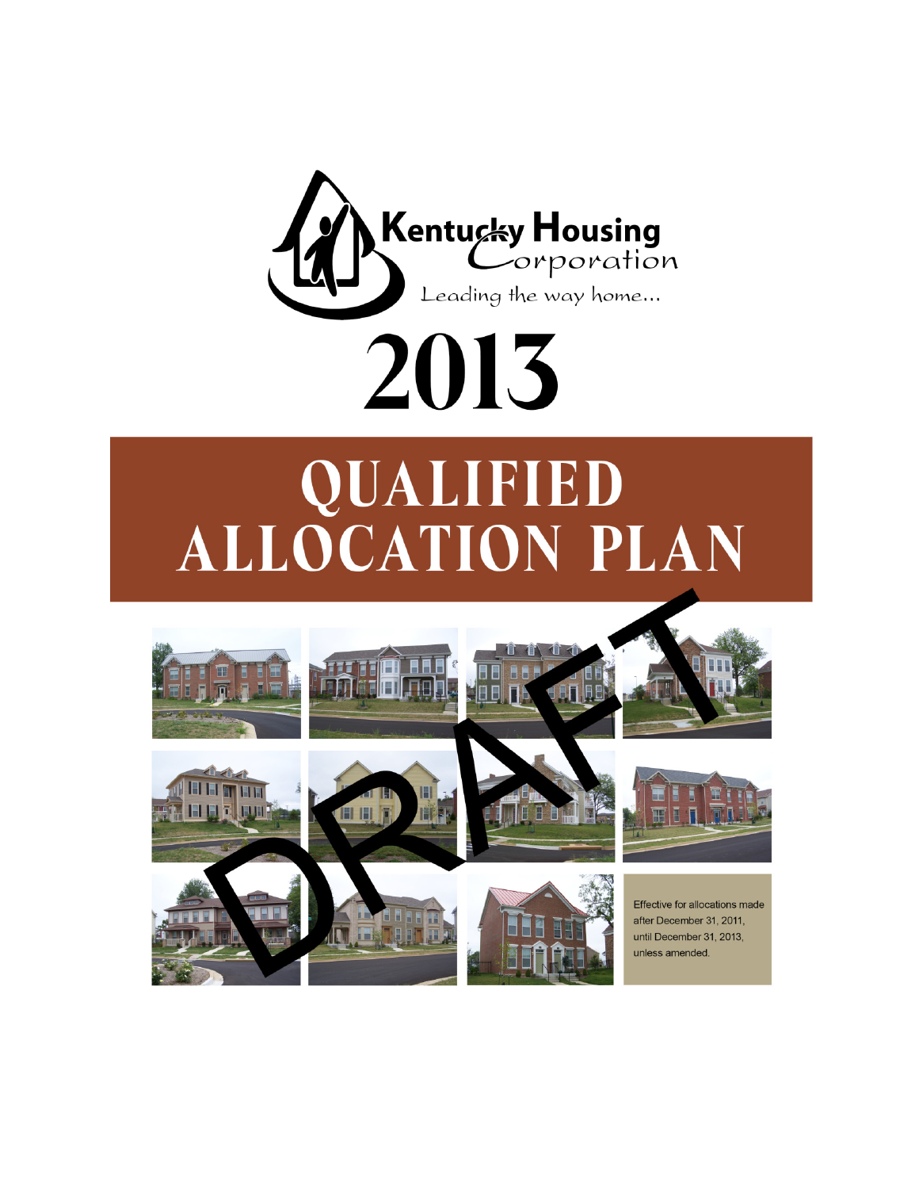Kentucky Housing Corporation

Leading the way home...

# 2013

# QUALIFIED ALLOCATION PLAN

DRAFT

Effective for allocations made after December 31, 2011, until December 31, 2013, unless amended.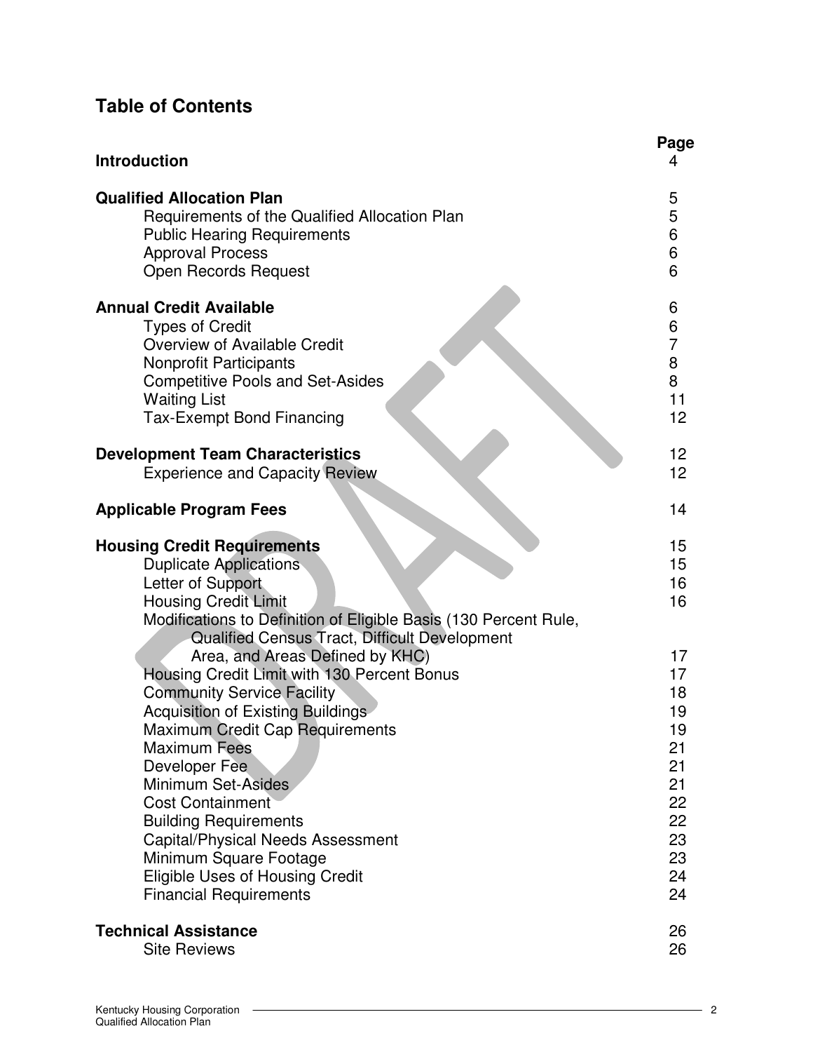# Table of Contents

| | Page |
|---|---|
| **Introduction** | 4 |
| **Qualified Allocation Plan** | 5 |
| Requirements of the Qualified Allocation Plan | 5 |
| Public Hearing Requirements | 6 |
| Approval Process | 6 |
| Open Records Request | 6 |
| **Annual Credit Available** | 6 |
| Types of Credit | 6 |
| Overview of Available Credit | 7 |
| Nonprofit Participants | 8 |
| Competitive Pools and Set-Asides | 8 |
| Waiting List | 11 |
| Tax-Exempt Bond Financing | 12 |
| **Development Team Characteristics** | 12 |
| Experience and Capacity Review | 12 |
| **Applicable Program Fees** | 14 |
| **Housing Credit Requirements** | 15 |
| Duplicate Applications | 15 |
| Letter of Support | 16 |
| Housing Credit Limit | 16 |
| Modifications to Definition of Eligible Basis (130 Percent Rule, Qualified Census Tract, Difficult Development Area, and Areas Defined by KHC) | 17 |
| Housing Credit Limit with 130 Percent Bonus | 17 |
| Community Service Facility | 18 |
| Acquisition of Existing Buildings | 19 |
| Maximum Credit Cap Requirements | 19 |
| Maximum Fees | 21 |
| Developer Fee | 21 |
| Minimum Set-Asides | 21 |
| Cost Containment | 22 |
| Building Requirements | 22 |
| Capital/Physical Needs Assessment | 23 |
| Minimum Square Footage | 23 |
| Eligible Uses of Housing Credit | 24 |
| Financial Requirements | 24 |
| **Technical Assistance** | 26 |
| Site Reviews | 26 |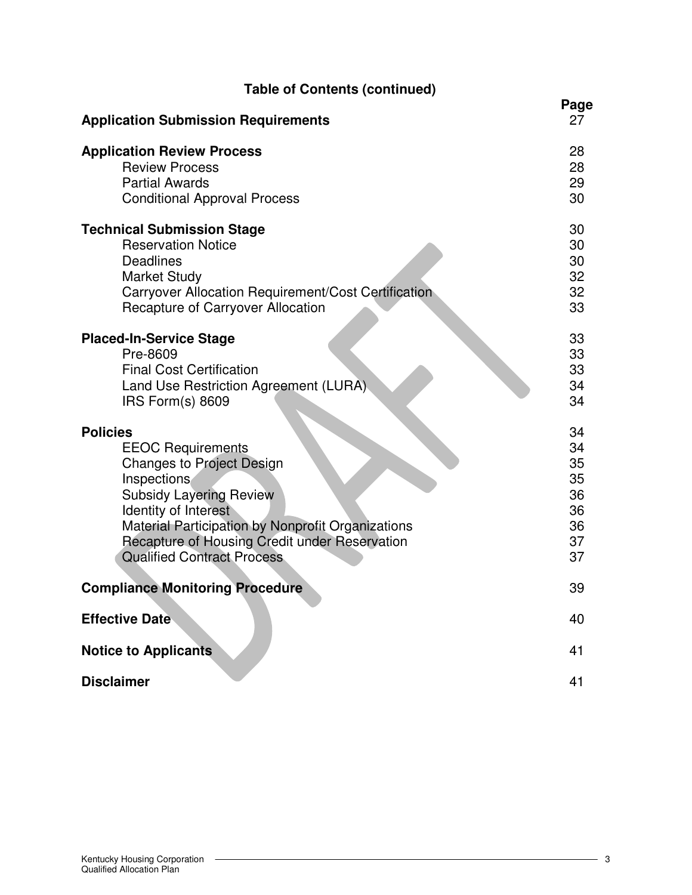## Table of Contents (continued)

| | Page |
|---|---|
| **Application Submission Requirements** | 27 |
| | |
| **Application Review Process** | 28 |
| Review Process | 28 |
| Partial Awards | 29 |
| Conditional Approval Process | 30 |
| | |
| **Technical Submission Stage** | 30 |
| Reservation Notice | 30 |
| Deadlines | 30 |
| Market Study | 32 |
| Carryover Allocation Requirement/Cost Certification | 32 |
| Recapture of Carryover Allocation | 33 |
| | |
| **Placed-In-Service Stage** | 33 |
| Pre-8609 | 33 |
| Final Cost Certification | 33 |
| Land Use Restriction Agreement (LURA) | 34 |
| IRS Form(s) 8609 | 34 |
| | |
| **Policies** | 34 |
| EEOC Requirements | 34 |
| Changes to Project Design | 35 |
| Inspections | 35 |
| Subsidy Layering Review | 36 |
| Identity of Interest | 36 |
| Material Participation by Nonprofit Organizations | 36 |
| Recapture of Housing Credit under Reservation | 37 |
| Qualified Contract Process | 37 |
| | |
| **Compliance Monitoring Procedure** | 39 |
| | |
| **Effective Date** | 40 |
| | |
| **Notice to Applicants** | 41 |
| | |
| **Disclaimer** | 41 |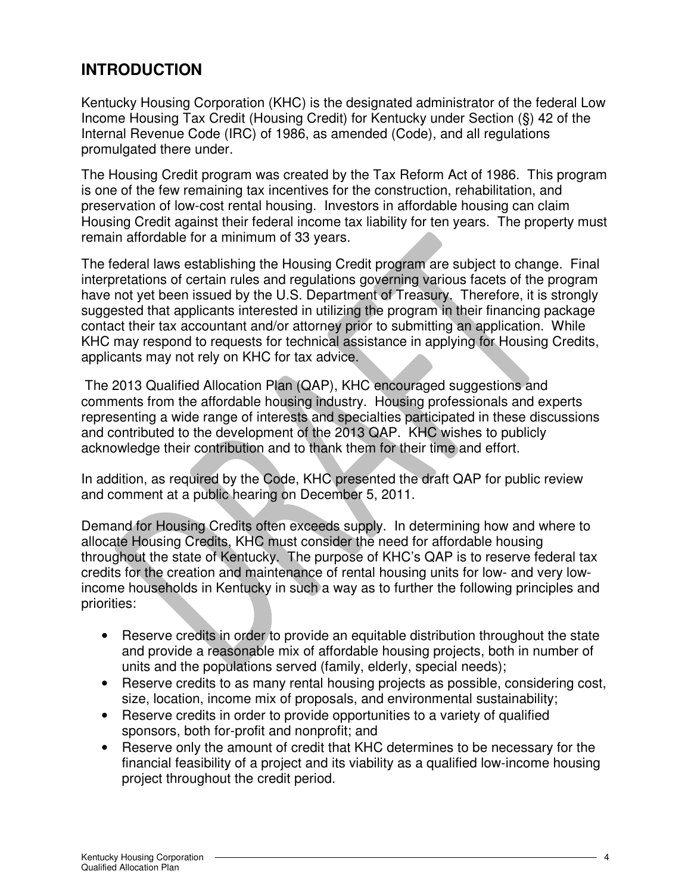## INTRODUCTION

Kentucky Housing Corporation (KHC) is the designated administrator of the federal Low Income Housing Tax Credit (Housing Credit) for Kentucky under Section (§) 42 of the Internal Revenue Code (IRC) of 1986, as amended (Code), and all regulations promulgated there under.

The Housing Credit program was created by the Tax Reform Act of 1986. This program is one of the few remaining tax incentives for the construction, rehabilitation, and preservation of low-cost rental housing. Investors in affordable housing can claim Housing Credit against their federal income tax liability for ten years. The property must remain affordable for a minimum of 33 years.

The federal laws establishing the Housing Credit program are subject to change. Final interpretations of certain rules and regulations governing various facets of the program have not yet been issued by the U.S. Department of Treasury. Therefore, it is strongly suggested that applicants interested in utilizing the program in their financing package contact their tax accountant and/or attorney prior to submitting an application. While KHC may respond to requests for technical assistance in applying for Housing Credits, applicants may not rely on KHC for tax advice.

The 2013 Qualified Allocation Plan (QAP), KHC encouraged suggestions and comments from the affordable housing industry. Housing professionals and experts representing a wide range of interests and specialties participated in these discussions and contributed to the development of the 2013 QAP. KHC wishes to publicly acknowledge their contribution and to thank them for their time and effort.

In addition, as required by the Code, KHC presented the draft QAP for public review and comment at a public hearing on December 5, 2011.

Demand for Housing Credits often exceeds supply. In determining how and where to allocate Housing Credits, KHC must consider the need for affordable housing throughout the state of Kentucky. The purpose of KHC's QAP is to reserve federal tax credits for the creation and maintenance of rental housing units for low- and very low-income households in Kentucky in such a way as to further the following principles and priorities:

- Reserve credits in order to provide an equitable distribution throughout the state and provide a reasonable mix of affordable housing projects, both in number of units and the populations served (family, elderly, special needs);
- Reserve credits to as many rental housing projects as possible, considering cost, size, location, income mix of proposals, and environmental sustainability;
- Reserve credits in order to provide opportunities to a variety of qualified sponsors, both for-profit and nonprofit; and
- Reserve only the amount of credit that KHC determines to be necessary for the financial feasibility of a project and its viability as a qualified low-income housing project throughout the credit period.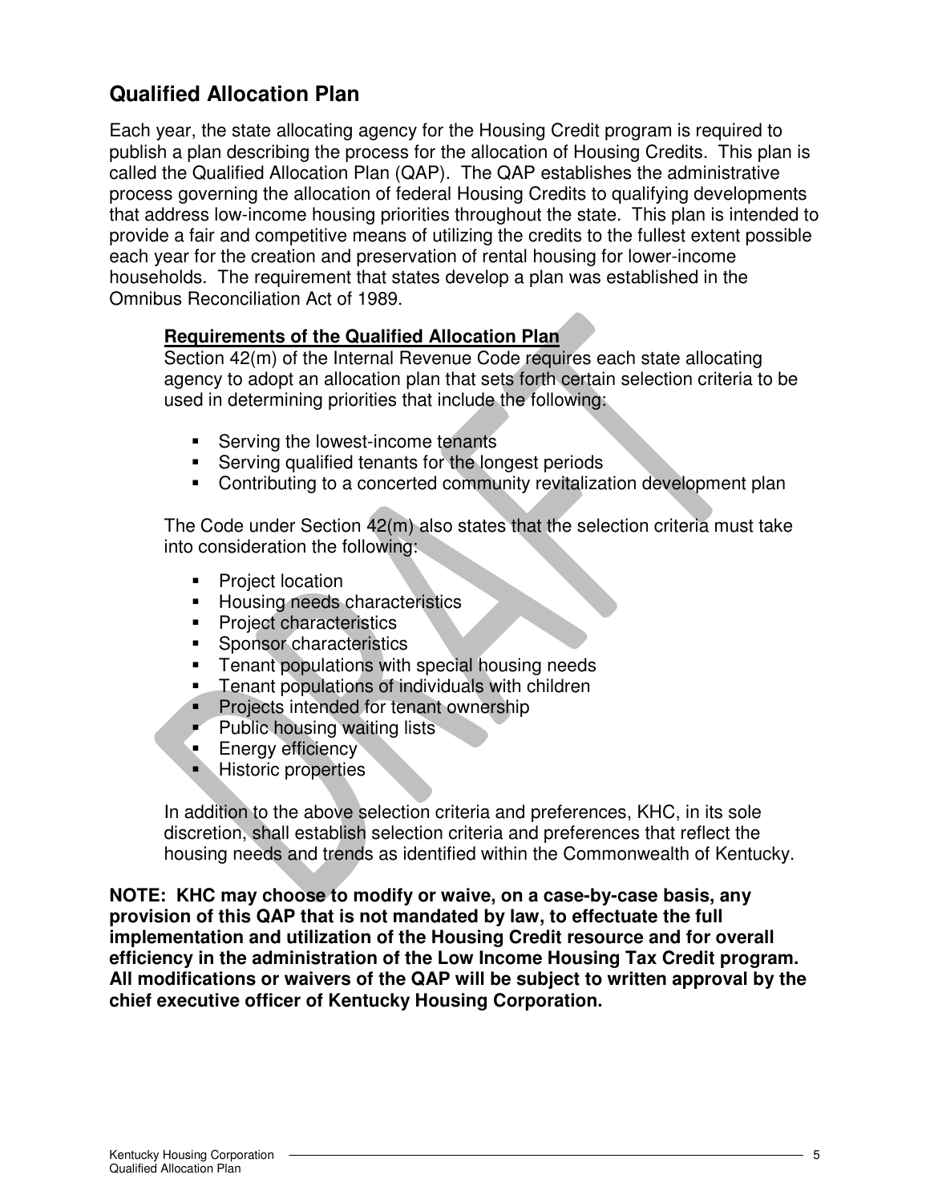## Qualified Allocation Plan

Each year, the state allocating agency for the Housing Credit program is required to publish a plan describing the process for the allocation of Housing Credits. This plan is called the Qualified Allocation Plan (QAP). The QAP establishes the administrative process governing the allocation of federal Housing Credits to qualifying developments that address low-income housing priorities throughout the state. This plan is intended to provide a fair and competitive means of utilizing the credits to the fullest extent possible each year for the creation and preservation of rental housing for lower-income households. The requirement that states develop a plan was established in the Omnibus Reconciliation Act of 1989.

### Requirements of the Qualified Allocation Plan

Section 42(m) of the Internal Revenue Code requires each state allocating agency to adopt an allocation plan that sets forth certain selection criteria to be used in determining priorities that include the following:

- Serving the lowest-income tenants
- Serving qualified tenants for the longest periods
- Contributing to a concerted community revitalization development plan

The Code under Section 42(m) also states that the selection criteria must take into consideration the following:

- Project location
- Housing needs characteristics
- Project characteristics
- Sponsor characteristics
- Tenant populations with special housing needs
- Tenant populations of individuals with children
- Projects intended for tenant ownership
- Public housing waiting lists
- Energy efficiency
- Historic properties

In addition to the above selection criteria and preferences, KHC, in its sole discretion, shall establish selection criteria and preferences that reflect the housing needs and trends as identified within the Commonwealth of Kentucky.

**NOTE: KHC may choose to modify or waive, on a case-by-case basis, any provision of this QAP that is not mandated by law, to effectuate the full implementation and utilization of the Housing Credit resource and for overall efficiency in the administration of the Low Income Housing Tax Credit program. All modifications or waivers of the QAP will be subject to written approval by the chief executive officer of Kentucky Housing Corporation.**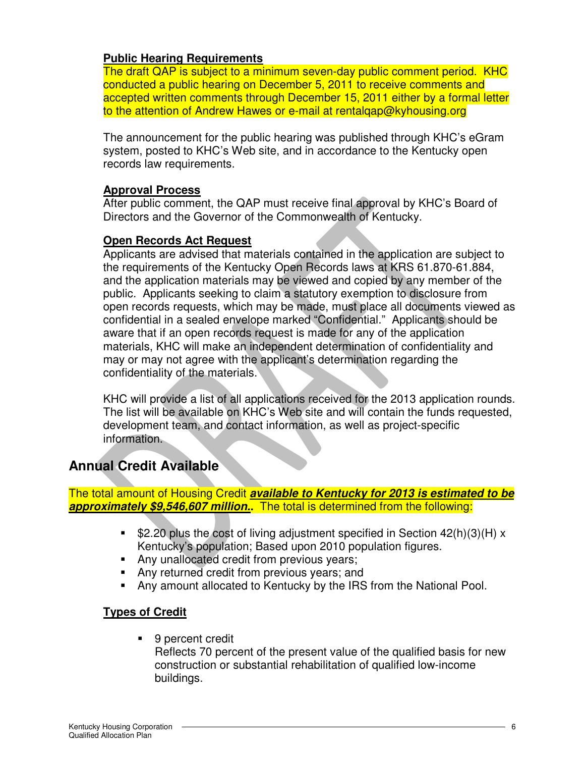**Public Hearing Requirements**

The draft QAP is subject to a minimum seven-day public comment period. KHC conducted a public hearing on December 5, 2011 to receive comments and accepted written comments through December 15, 2011 either by a formal letter to the attention of Andrew Hawes or e-mail at rentalqap@kyhousing.org

The announcement for the public hearing was published through KHC's eGram system, posted to KHC's Web site, and in accordance to the Kentucky open records law requirements.

**Approval Process**

After public comment, the QAP must receive final approval by KHC's Board of Directors and the Governor of the Commonwealth of Kentucky.

**Open Records Act Request**

Applicants are advised that materials contained in the application are subject to the requirements of the Kentucky Open Records laws at KRS 61.870-61.884, and the application materials may be viewed and copied by any member of the public. Applicants seeking to claim a statutory exemption to disclosure from open records requests, which may be made, must place all documents viewed as confidential in a sealed envelope marked "Confidential." Applicants should be aware that if an open records request is made for any of the application materials, KHC will make an independent determination of confidentiality and may or may not agree with the applicant's determination regarding the confidentiality of the materials.

KHC will provide a list of all applications received for the 2013 application rounds. The list will be available on KHC's Web site and will contain the funds requested, development team, and contact information, as well as project-specific information.

## Annual Credit Available

The total amount of Housing Credit ***available to Kentucky for 2013 is estimated to be approximately $9,546,607 million..*** The total is determined from the following:

- $2.20 plus the cost of living adjustment specified in Section 42(h)(3)(H) x Kentucky's population; Based upon 2010 population figures.
- Any unallocated credit from previous years;
- Any returned credit from previous years; and
- Any amount allocated to Kentucky by the IRS from the National Pool.

**Types of Credit**

- 9 percent credit
  Reflects 70 percent of the present value of the qualified basis for new construction or substantial rehabilitation of qualified low-income buildings.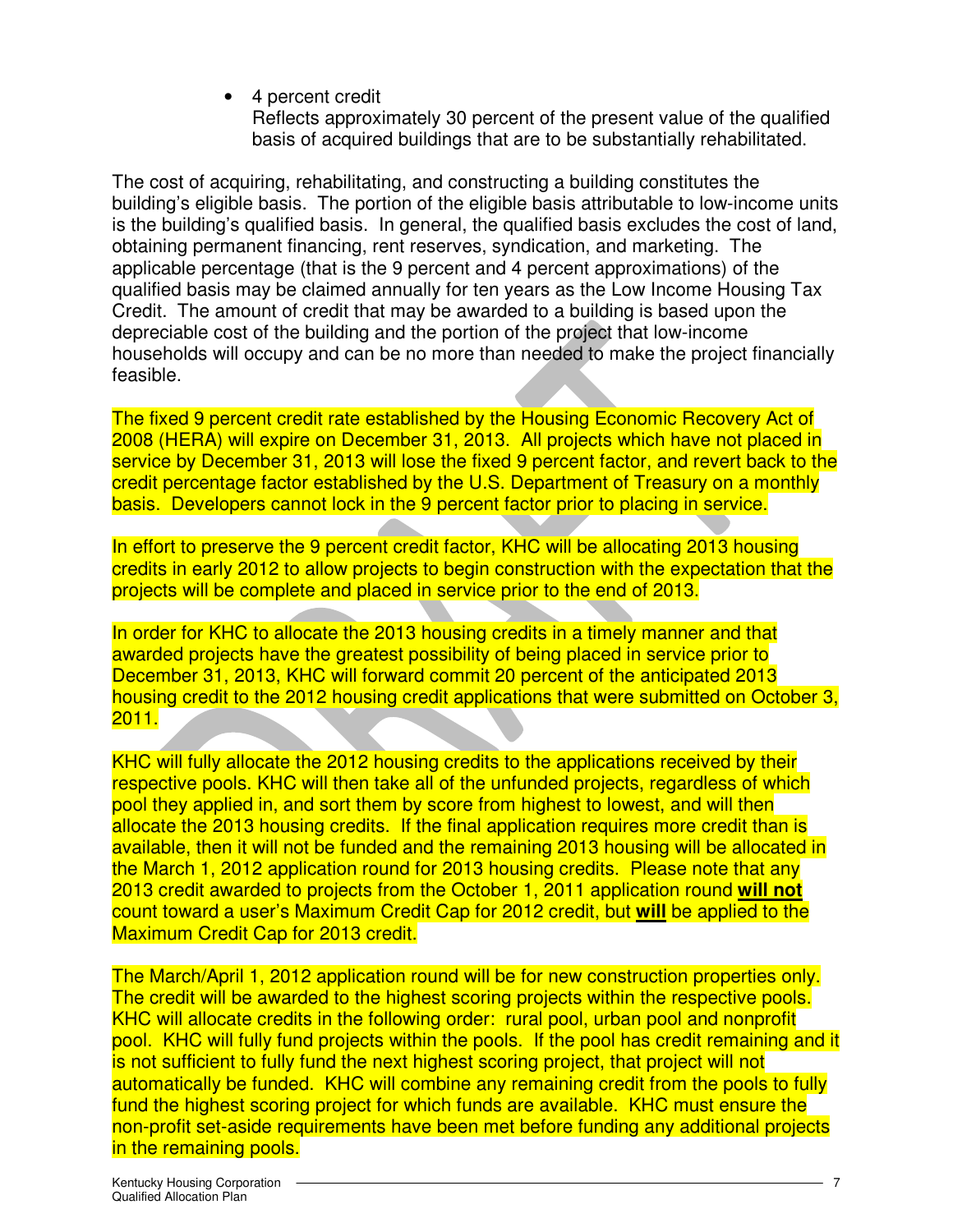- 4 percent credit
  Reflects approximately 30 percent of the present value of the qualified basis of acquired buildings that are to be substantially rehabilitated.

The cost of acquiring, rehabilitating, and constructing a building constitutes the building's eligible basis. The portion of the eligible basis attributable to low-income units is the building's qualified basis. In general, the qualified basis excludes the cost of land, obtaining permanent financing, rent reserves, syndication, and marketing. The applicable percentage (that is the 9 percent and 4 percent approximations) of the qualified basis may be claimed annually for ten years as the Low Income Housing Tax Credit. The amount of credit that may be awarded to a building is based upon the depreciable cost of the building and the portion of the project that low-income households will occupy and can be no more than needed to make the project financially feasible.

The fixed 9 percent credit rate established by the Housing Economic Recovery Act of 2008 (HERA) will expire on December 31, 2013. All projects which have not placed in service by December 31, 2013 will lose the fixed 9 percent factor, and revert back to the credit percentage factor established by the U.S. Department of Treasury on a monthly basis. Developers cannot lock in the 9 percent factor prior to placing in service.

In effort to preserve the 9 percent credit factor, KHC will be allocating 2013 housing credits in early 2012 to allow projects to begin construction with the expectation that the projects will be complete and placed in service prior to the end of 2013.

In order for KHC to allocate the 2013 housing credits in a timely manner and that awarded projects have the greatest possibility of being placed in service prior to December 31, 2013, KHC will forward commit 20 percent of the anticipated 2013 housing credit to the 2012 housing credit applications that were submitted on October 3, 2011.

KHC will fully allocate the 2012 housing credits to the applications received by their respective pools. KHC will then take all of the unfunded projects, regardless of which pool they applied in, and sort them by score from highest to lowest, and will then allocate the 2013 housing credits. If the final application requires more credit than is available, then it will not be funded and the remaining 2013 housing will be allocated in the March 1, 2012 application round for 2013 housing credits. Please note that any 2013 credit awarded to projects from the October 1, 2011 application round **will not** count toward a user's Maximum Credit Cap for 2012 credit, but **will** be applied to the Maximum Credit Cap for 2013 credit.

The March/April 1, 2012 application round will be for new construction properties only. The credit will be awarded to the highest scoring projects within the respective pools. KHC will allocate credits in the following order: rural pool, urban pool and nonprofit pool. KHC will fully fund projects within the pools. If the pool has credit remaining and it is not sufficient to fully fund the next highest scoring project, that project will not automatically be funded. KHC will combine any remaining credit from the pools to fully fund the highest scoring project for which funds are available. KHC must ensure the non-profit set-aside requirements have been met before funding any additional projects in the remaining pools.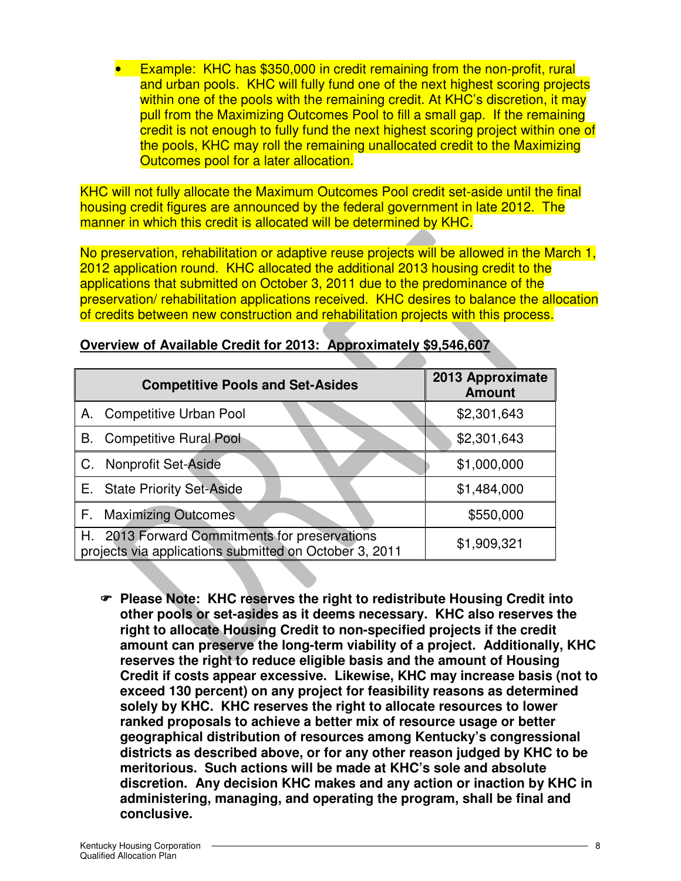- Example: KHC has $350,000 in credit remaining from the non-profit, rural and urban pools. KHC will fully fund one of the next highest scoring projects within one of the pools with the remaining credit. At KHC's discretion, it may pull from the Maximizing Outcomes Pool to fill a small gap. If the remaining credit is not enough to fully fund the next highest scoring project within one of the pools, KHC may roll the remaining unallocated credit to the Maximizing Outcomes pool for a later allocation.

KHC will not fully allocate the Maximum Outcomes Pool credit set-aside until the final housing credit figures are announced by the federal government in late 2012. The manner in which this credit is allocated will be determined by KHC.

No preservation, rehabilitation or adaptive reuse projects will be allowed in the March 1, 2012 application round. KHC allocated the additional 2013 housing credit to the applications that submitted on October 3, 2011 due to the predominance of the preservation/ rehabilitation applications received. KHC desires to balance the allocation of credits between new construction and rehabilitation projects with this process.

**Overview of Available Credit for 2013: Approximately $9,546,607**

| Competitive Pools and Set-Asides | 2013 Approximate Amount |
|---|---|
| A. Competitive Urban Pool | $2,301,643 |
| B. Competitive Rural Pool | $2,301,643 |
| C. Nonprofit Set-Aside | $1,000,000 |
| E. State Priority Set-Aside | $1,484,000 |
| F. Maximizing Outcomes | $550,000 |
| H. 2013 Forward Commitments for preservations projects via applications submitted on October 3, 2011 | $1,909,321 |

☛ **Please Note: KHC reserves the right to redistribute Housing Credit into other pools or set-asides as it deems necessary. KHC also reserves the right to allocate Housing Credit to non-specified projects if the credit amount can preserve the long-term viability of a project. Additionally, KHC reserves the right to reduce eligible basis and the amount of Housing Credit if costs appear excessive. Likewise, KHC may increase basis (not to exceed 130 percent) on any project for feasibility reasons as determined solely by KHC. KHC reserves the right to allocate resources to lower ranked proposals to achieve a better mix of resource usage or better geographical distribution of resources among Kentucky's congressional districts as described above, or for any other reason judged by KHC to be meritorious. Such actions will be made at KHC's sole and absolute discretion. Any decision KHC makes and any action or inaction by KHC in administering, managing, and operating the program, shall be final and conclusive.**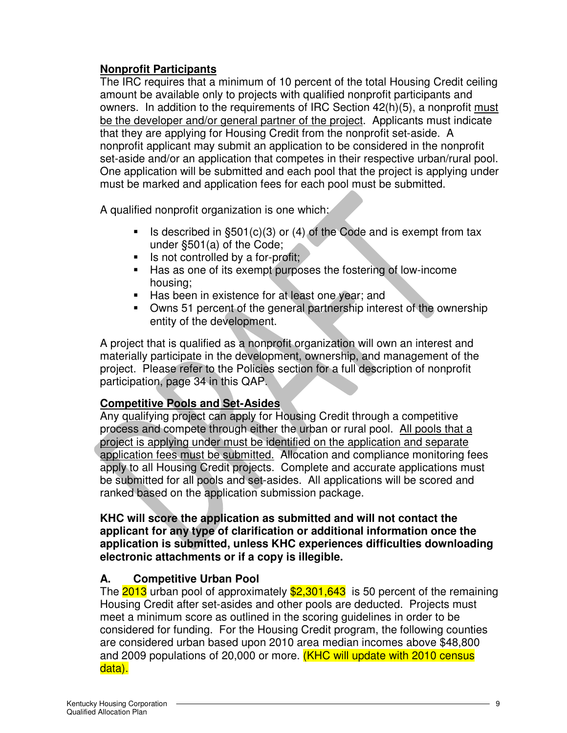## Nonprofit Participants

The IRC requires that a minimum of 10 percent of the total Housing Credit ceiling amount be available only to projects with qualified nonprofit participants and owners. In addition to the requirements of IRC Section 42(h)(5), a nonprofit must be the developer and/or general partner of the project. Applicants must indicate that they are applying for Housing Credit from the nonprofit set-aside. A nonprofit applicant may submit an application to be considered in the nonprofit set-aside and/or an application that competes in their respective urban/rural pool. One application will be submitted and each pool that the project is applying under must be marked and application fees for each pool must be submitted.

A qualified nonprofit organization is one which:

- Is described in §501(c)(3) or (4) of the Code and is exempt from tax under §501(a) of the Code;
- Is not controlled by a for-profit;
- Has as one of its exempt purposes the fostering of low-income housing;
- Has been in existence for at least one year; and
- Owns 51 percent of the general partnership interest of the ownership entity of the development.

A project that is qualified as a nonprofit organization will own an interest and materially participate in the development, ownership, and management of the project. Please refer to the Policies section for a full description of nonprofit participation, page 34 in this QAP.

## Competitive Pools and Set-Asides

Any qualifying project can apply for Housing Credit through a competitive process and compete through either the urban or rural pool. All pools that a project is applying under must be identified on the application and separate application fees must be submitted. Allocation and compliance monitoring fees apply to all Housing Credit projects. Complete and accurate applications must be submitted for all pools and set-asides. All applications will be scored and ranked based on the application submission package.

**KHC will score the application as submitted and will not contact the applicant for any type of clarification or additional information once the application is submitted, unless KHC experiences difficulties downloading electronic attachments or if a copy is illegible.**

### A. Competitive Urban Pool

The 2013 urban pool of approximately $2,301,643 is 50 percent of the remaining Housing Credit after set-asides and other pools are deducted. Projects must meet a minimum score as outlined in the scoring guidelines in order to be considered for funding. For the Housing Credit program, the following counties are considered urban based upon 2010 area median incomes above $48,800 and 2009 populations of 20,000 or more. (KHC will update with 2010 census data).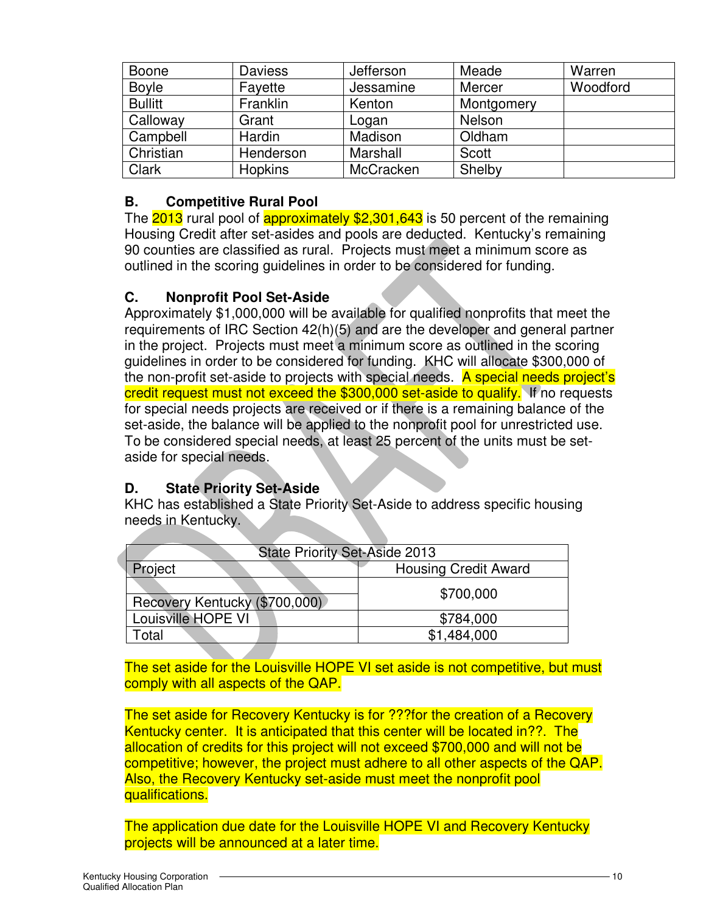| Boone | Daviess | Jefferson | Meade | Warren |
|---|---|---|---|---|
| Boyle | Fayette | Jessamine | Mercer | Woodford |
| Bullitt | Franklin | Kenton | Montgomery | |
| Calloway | Grant | Logan | Nelson | |
| Campbell | Hardin | Madison | Oldham | |
| Christian | Henderson | Marshall | Scott | |
| Clark | Hopkins | McCracken | Shelby | |

### B. Competitive Rural Pool

The 2013 rural pool of approximately $2,301,643 is 50 percent of the remaining Housing Credit after set-asides and pools are deducted. Kentucky's remaining 90 counties are classified as rural. Projects must meet a minimum score as outlined in the scoring guidelines in order to be considered for funding.

### C. Nonprofit Pool Set-Aside

Approximately $1,000,000 will be available for qualified nonprofits that meet the requirements of IRC Section 42(h)(5) and are the developer and general partner in the project. Projects must meet a minimum score as outlined in the scoring guidelines in order to be considered for funding. KHC will allocate $300,000 of the non-profit set-aside to projects with special needs. A special needs project's credit request must not exceed the $300,000 set-aside to qualify. If no requests for special needs projects are received or if there is a remaining balance of the set-aside, the balance will be applied to the nonprofit pool for unrestricted use. To be considered special needs, at least 25 percent of the units must be set-aside for special needs.

### D. State Priority Set-Aside

KHC has established a State Priority Set-Aside to address specific housing needs in Kentucky.

| State Priority Set-Aside 2013 | |
|---|---|
| Project | Housing Credit Award |
| Recovery Kentucky ($700,000) | $700,000 |
| Louisville HOPE VI | $784,000 |
| Total | $1,484,000 |

The set aside for the Louisville HOPE VI set aside is not competitive, but must comply with all aspects of the QAP.

The set aside for Recovery Kentucky is for ???for the creation of a Recovery Kentucky center. It is anticipated that this center will be located in??. The allocation of credits for this project will not exceed $700,000 and will not be competitive; however, the project must adhere to all other aspects of the QAP. Also, the Recovery Kentucky set-aside must meet the nonprofit pool qualifications.

The application due date for the Louisville HOPE VI and Recovery Kentucky projects will be announced at a later time.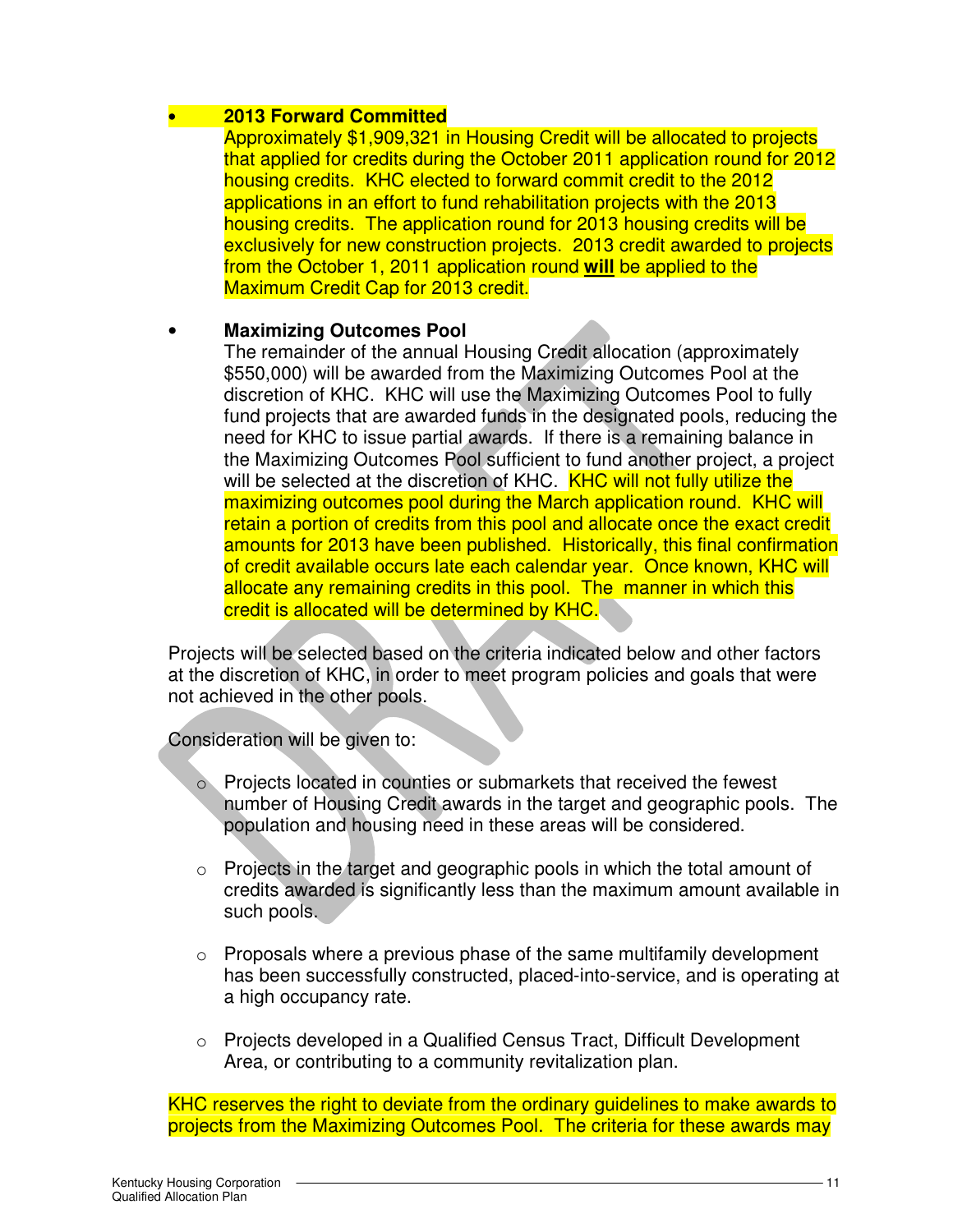- **2013 Forward Committed**

  Approximately $1,909,321 in Housing Credit will be allocated to projects that applied for credits during the October 2011 application round for 2012 housing credits. KHC elected to forward commit credit to the 2012 applications in an effort to fund rehabilitation projects with the 2013 housing credits. The application round for 2013 housing credits will be exclusively for new construction projects. 2013 credit awarded to projects from the October 1, 2011 application round **will** be applied to the Maximum Credit Cap for 2013 credit.

- **Maximizing Outcomes Pool**

  The remainder of the annual Housing Credit allocation (approximately $550,000) will be awarded from the Maximizing Outcomes Pool at the discretion of KHC. KHC will use the Maximizing Outcomes Pool to fully fund projects that are awarded funds in the designated pools, reducing the need for KHC to issue partial awards. If there is a remaining balance in the Maximizing Outcomes Pool sufficient to fund another project, a project will be selected at the discretion of KHC. KHC will not fully utilize the maximizing outcomes pool during the March application round. KHC will retain a portion of credits from this pool and allocate once the exact credit amounts for 2013 have been published. Historically, this final confirmation of credit available occurs late each calendar year. Once known, KHC will allocate any remaining credits in this pool. The manner in which this credit is allocated will be determined by KHC.

Projects will be selected based on the criteria indicated below and other factors at the discretion of KHC, in order to meet program policies and goals that were not achieved in the other pools.

Consideration will be given to:

- Projects located in counties or submarkets that received the fewest number of Housing Credit awards in the target and geographic pools. The population and housing need in these areas will be considered.

- Projects in the target and geographic pools in which the total amount of credits awarded is significantly less than the maximum amount available in such pools.

- Proposals where a previous phase of the same multifamily development has been successfully constructed, placed-into-service, and is operating at a high occupancy rate.

- Projects developed in a Qualified Census Tract, Difficult Development Area, or contributing to a community revitalization plan.

KHC reserves the right to deviate from the ordinary guidelines to make awards to projects from the Maximizing Outcomes Pool. The criteria for these awards may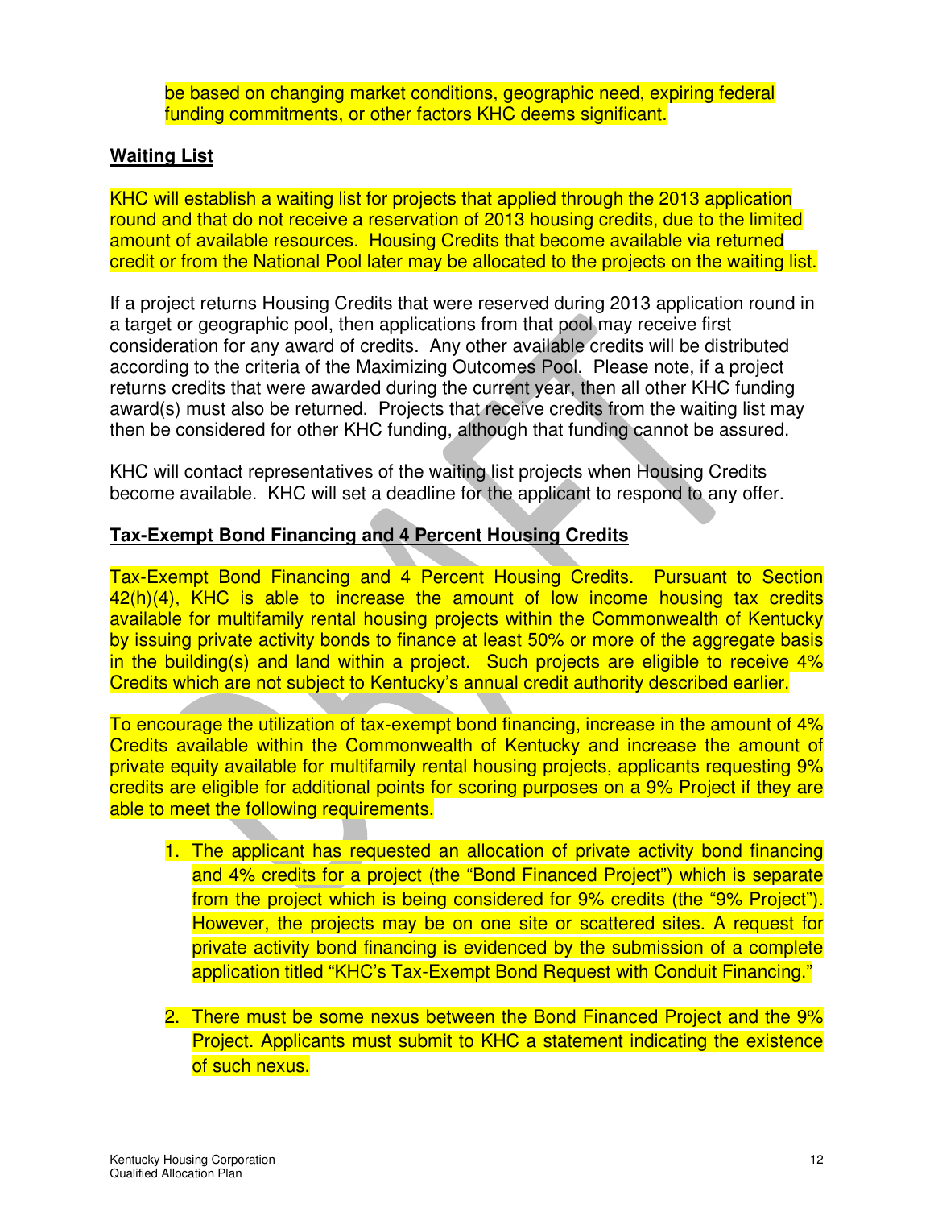be based on changing market conditions, geographic need, expiring federal funding commitments, or other factors KHC deems significant.

**Waiting List**

KHC will establish a waiting list for projects that applied through the 2013 application round and that do not receive a reservation of 2013 housing credits, due to the limited amount of available resources. Housing Credits that become available via returned credit or from the National Pool later may be allocated to the projects on the waiting list.

If a project returns Housing Credits that were reserved during 2013 application round in a target or geographic pool, then applications from that pool may receive first consideration for any award of credits. Any other available credits will be distributed according to the criteria of the Maximizing Outcomes Pool. Please note, if a project returns credits that were awarded during the current year, then all other KHC funding award(s) must also be returned. Projects that receive credits from the waiting list may then be considered for other KHC funding, although that funding cannot be assured.

KHC will contact representatives of the waiting list projects when Housing Credits become available. KHC will set a deadline for the applicant to respond to any offer.

**Tax-Exempt Bond Financing and 4 Percent Housing Credits**

Tax-Exempt Bond Financing and 4 Percent Housing Credits. Pursuant to Section 42(h)(4), KHC is able to increase the amount of low income housing tax credits available for multifamily rental housing projects within the Commonwealth of Kentucky by issuing private activity bonds to finance at least 50% or more of the aggregate basis in the building(s) and land within a project. Such projects are eligible to receive 4% Credits which are not subject to Kentucky's annual credit authority described earlier.

To encourage the utilization of tax-exempt bond financing, increase in the amount of 4% Credits available within the Commonwealth of Kentucky and increase the amount of private equity available for multifamily rental housing projects, applicants requesting 9% credits are eligible for additional points for scoring purposes on a 9% Project if they are able to meet the following requirements.

1. The applicant has requested an allocation of private activity bond financing and 4% credits for a project (the "Bond Financed Project") which is separate from the project which is being considered for 9% credits (the "9% Project"). However, the projects may be on one site or scattered sites. A request for private activity bond financing is evidenced by the submission of a complete application titled "KHC's Tax-Exempt Bond Request with Conduit Financing."

2. There must be some nexus between the Bond Financed Project and the 9% Project. Applicants must submit to KHC a statement indicating the existence of such nexus.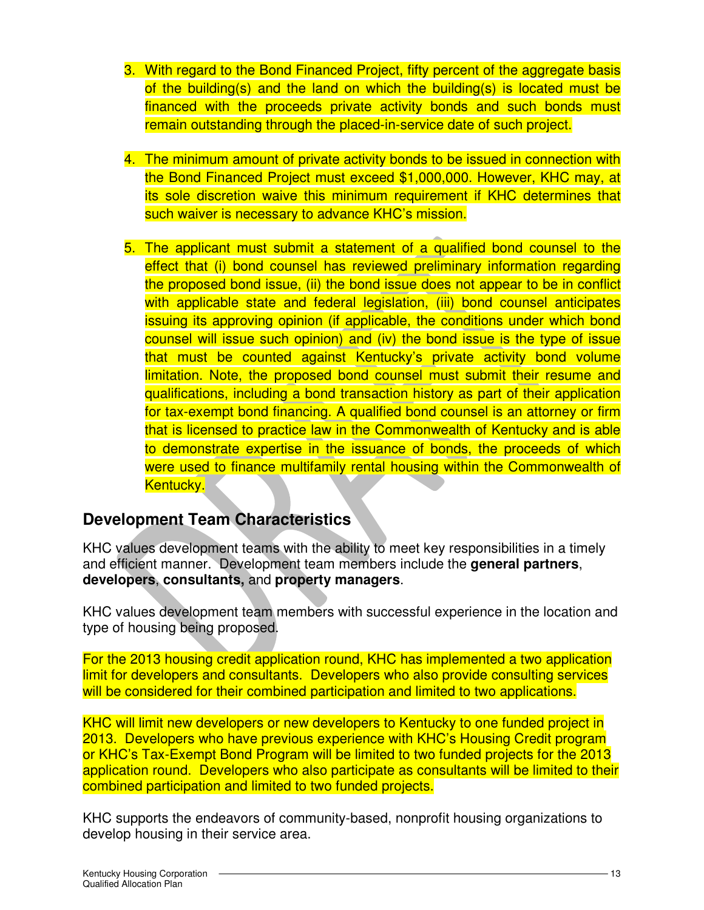3. With regard to the Bond Financed Project, fifty percent of the aggregate basis of the building(s) and the land on which the building(s) is located must be financed with the proceeds private activity bonds and such bonds must remain outstanding through the placed-in-service date of such project.

4. The minimum amount of private activity bonds to be issued in connection with the Bond Financed Project must exceed $1,000,000. However, KHC may, at its sole discretion waive this minimum requirement if KHC determines that such waiver is necessary to advance KHC's mission.

5. The applicant must submit a statement of a qualified bond counsel to the effect that (i) bond counsel has reviewed preliminary information regarding the proposed bond issue, (ii) the bond issue does not appear to be in conflict with applicable state and federal legislation, (iii) bond counsel anticipates issuing its approving opinion (if applicable, the conditions under which bond counsel will issue such opinion) and (iv) the bond issue is the type of issue that must be counted against Kentucky's private activity bond volume limitation. Note, the proposed bond counsel must submit their resume and qualifications, including a bond transaction history as part of their application for tax-exempt bond financing. A qualified bond counsel is an attorney or firm that is licensed to practice law in the Commonwealth of Kentucky and is able to demonstrate expertise in the issuance of bonds, the proceeds of which were used to finance multifamily rental housing within the Commonwealth of Kentucky.

## Development Team Characteristics

KHC values development teams with the ability to meet key responsibilities in a timely and efficient manner. Development team members include the **general partners**, **developers**, **consultants,** and **property managers**.

KHC values development team members with successful experience in the location and type of housing being proposed.

For the 2013 housing credit application round, KHC has implemented a two application limit for developers and consultants. Developers who also provide consulting services will be considered for their combined participation and limited to two applications.

KHC will limit new developers or new developers to Kentucky to one funded project in 2013. Developers who have previous experience with KHC's Housing Credit program or KHC's Tax-Exempt Bond Program will be limited to two funded projects for the 2013 application round. Developers who also participate as consultants will be limited to their combined participation and limited to two funded projects.

KHC supports the endeavors of community-based, nonprofit housing organizations to develop housing in their service area.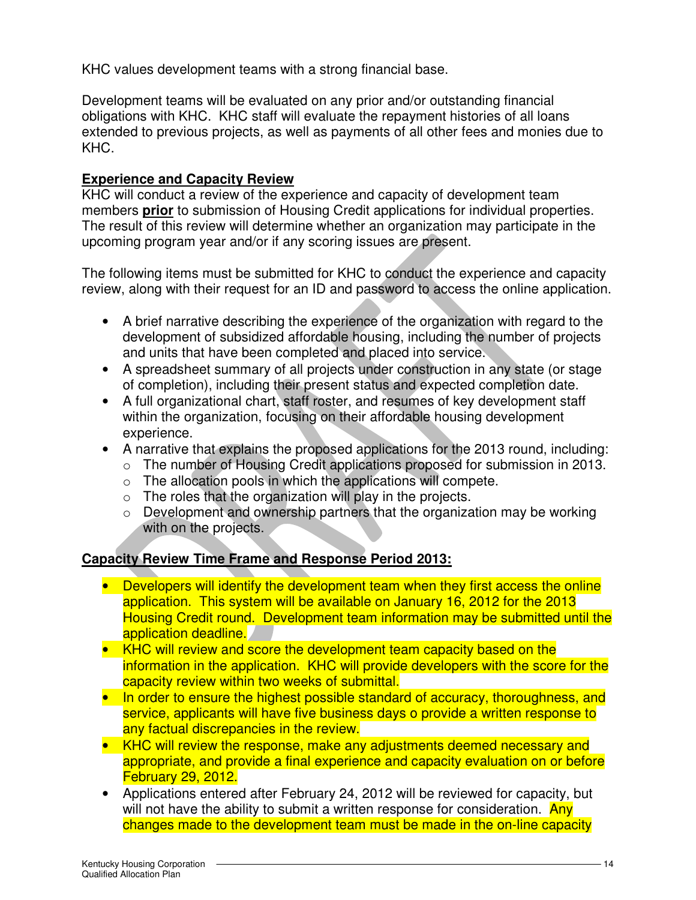KHC values development teams with a strong financial base.

Development teams will be evaluated on any prior and/or outstanding financial obligations with KHC. KHC staff will evaluate the repayment histories of all loans extended to previous projects, as well as payments of all other fees and monies due to KHC.

**Experience and Capacity Review**

KHC will conduct a review of the experience and capacity of development team members **prior** to submission of Housing Credit applications for individual properties. The result of this review will determine whether an organization may participate in the upcoming program year and/or if any scoring issues are present.

The following items must be submitted for KHC to conduct the experience and capacity review, along with their request for an ID and password to access the online application.

- A brief narrative describing the experience of the organization with regard to the development of subsidized affordable housing, including the number of projects and units that have been completed and placed into service.
- A spreadsheet summary of all projects under construction in any state (or stage of completion), including their present status and expected completion date.
- A full organizational chart, staff roster, and resumes of key development staff within the organization, focusing on their affordable housing development experience.
- A narrative that explains the proposed applications for the 2013 round, including:
  - The number of Housing Credit applications proposed for submission in 2013.
  - The allocation pools in which the applications will compete.
  - The roles that the organization will play in the projects.
  - Development and ownership partners that the organization may be working with on the projects.

**Capacity Review Time Frame and Response Period 2013:**

- Developers will identify the development team when they first access the online application. This system will be available on January 16, 2012 for the 2013 Housing Credit round. Development team information may be submitted until the application deadline.
- KHC will review and score the development team capacity based on the information in the application. KHC will provide developers with the score for the capacity review within two weeks of submittal.
- In order to ensure the highest possible standard of accuracy, thoroughness, and service, applicants will have five business days o provide a written response to any factual discrepancies in the review.
- KHC will review the response, make any adjustments deemed necessary and appropriate, and provide a final experience and capacity evaluation on or before February 29, 2012.
- Applications entered after February 24, 2012 will be reviewed for capacity, but will not have the ability to submit a written response for consideration. Any changes made to the development team must be made in the on-line capacity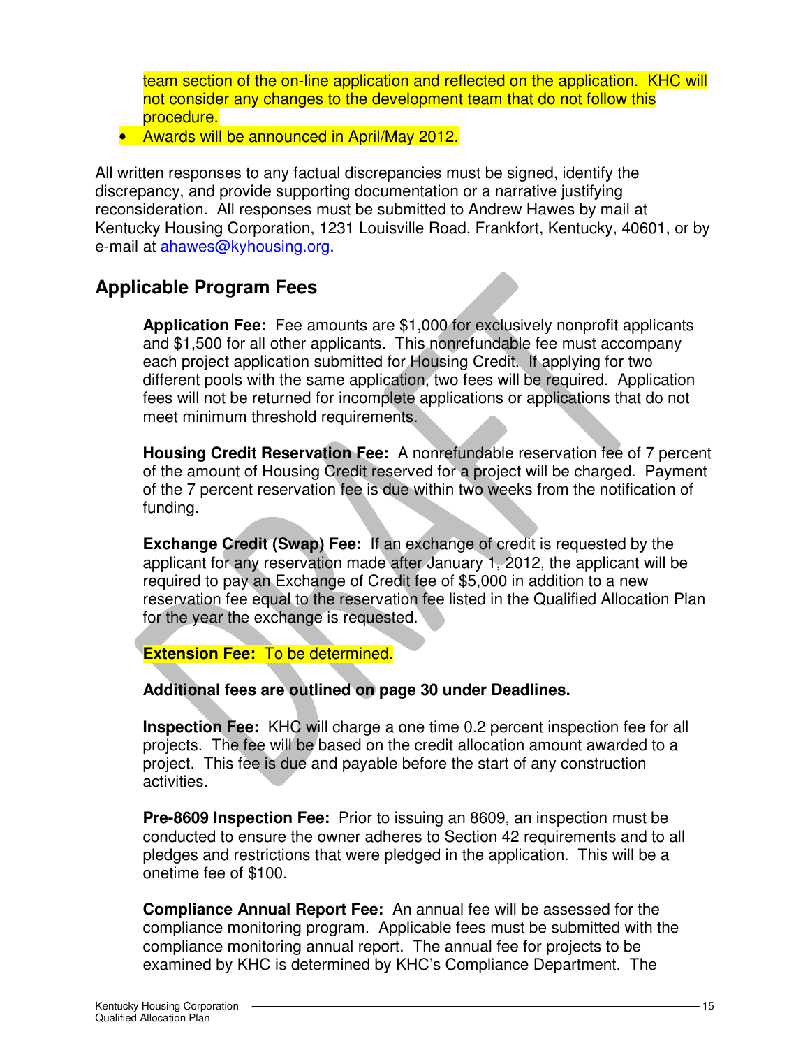team section of the on-line application and reflected on the application. KHC will not consider any changes to the development team that do not follow this procedure.

- Awards will be announced in April/May 2012.

All written responses to any factual discrepancies must be signed, identify the discrepancy, and provide supporting documentation or a narrative justifying reconsideration. All responses must be submitted to Andrew Hawes by mail at Kentucky Housing Corporation, 1231 Louisville Road, Frankfort, Kentucky, 40601, or by e-mail at ahawes@kyhousing.org.

## Applicable Program Fees

**Application Fee:** Fee amounts are $1,000 for exclusively nonprofit applicants and $1,500 for all other applicants. This nonrefundable fee must accompany each project application submitted for Housing Credit. If applying for two different pools with the same application, two fees will be required. Application fees will not be returned for incomplete applications or applications that do not meet minimum threshold requirements.

**Housing Credit Reservation Fee:** A nonrefundable reservation fee of 7 percent of the amount of Housing Credit reserved for a project will be charged. Payment of the 7 percent reservation fee is due within two weeks from the notification of funding.

**Exchange Credit (Swap) Fee:** If an exchange of credit is requested by the applicant for any reservation made after January 1, 2012, the applicant will be required to pay an Exchange of Credit fee of $5,000 in addition to a new reservation fee equal to the reservation fee listed in the Qualified Allocation Plan for the year the exchange is requested.

**Extension Fee:** To be determined.

**Additional fees are outlined on page 30 under Deadlines.**

**Inspection Fee:** KHC will charge a one time 0.2 percent inspection fee for all projects. The fee will be based on the credit allocation amount awarded to a project. This fee is due and payable before the start of any construction activities.

**Pre-8609 Inspection Fee:** Prior to issuing an 8609, an inspection must be conducted to ensure the owner adheres to Section 42 requirements and to all pledges and restrictions that were pledged in the application. This will be a onetime fee of $100.

**Compliance Annual Report Fee:** An annual fee will be assessed for the compliance monitoring program. Applicable fees must be submitted with the compliance monitoring annual report. The annual fee for projects to be examined by KHC is determined by KHC's Compliance Department. The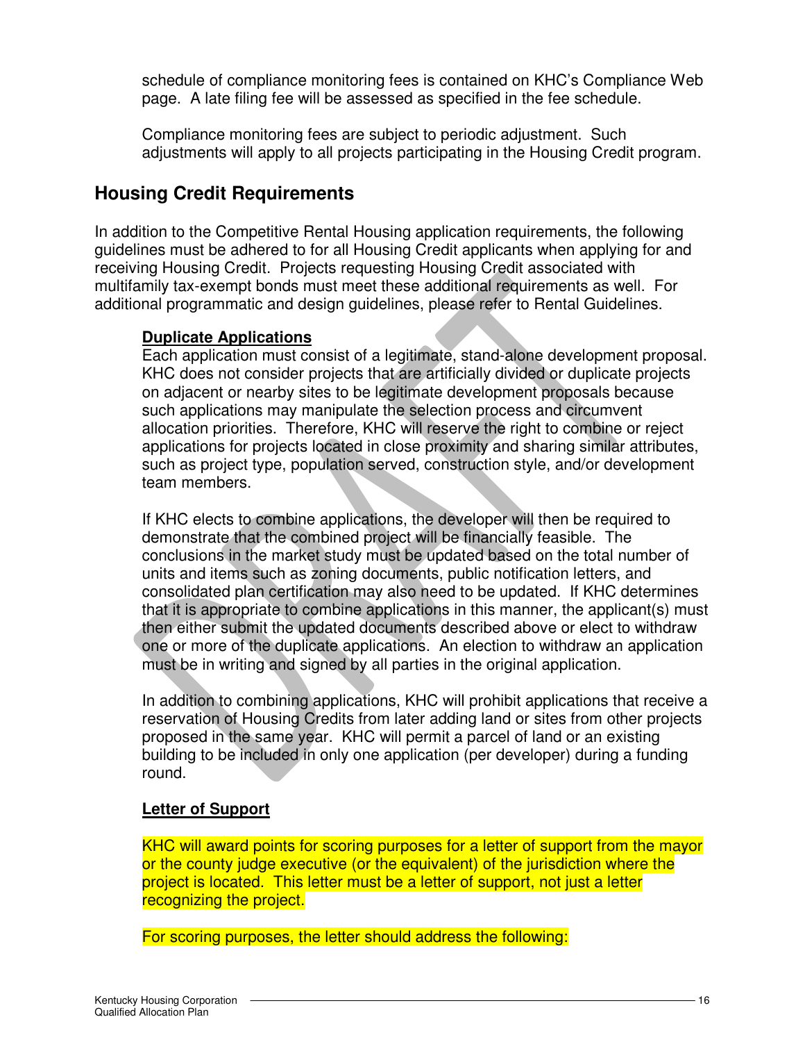schedule of compliance monitoring fees is contained on KHC's Compliance Web page. A late filing fee will be assessed as specified in the fee schedule.

Compliance monitoring fees are subject to periodic adjustment. Such adjustments will apply to all projects participating in the Housing Credit program.

## Housing Credit Requirements

In addition to the Competitive Rental Housing application requirements, the following guidelines must be adhered to for all Housing Credit applicants when applying for and receiving Housing Credit. Projects requesting Housing Credit associated with multifamily tax-exempt bonds must meet these additional requirements as well. For additional programmatic and design guidelines, please refer to Rental Guidelines.

### Duplicate Applications

Each application must consist of a legitimate, stand-alone development proposal. KHC does not consider projects that are artificially divided or duplicate projects on adjacent or nearby sites to be legitimate development proposals because such applications may manipulate the selection process and circumvent allocation priorities. Therefore, KHC will reserve the right to combine or reject applications for projects located in close proximity and sharing similar attributes, such as project type, population served, construction style, and/or development team members.

If KHC elects to combine applications, the developer will then be required to demonstrate that the combined project will be financially feasible. The conclusions in the market study must be updated based on the total number of units and items such as zoning documents, public notification letters, and consolidated plan certification may also need to be updated. If KHC determines that it is appropriate to combine applications in this manner, the applicant(s) must then either submit the updated documents described above or elect to withdraw one or more of the duplicate applications. An election to withdraw an application must be in writing and signed by all parties in the original application.

In addition to combining applications, KHC will prohibit applications that receive a reservation of Housing Credits from later adding land or sites from other projects proposed in the same year. KHC will permit a parcel of land or an existing building to be included in only one application (per developer) during a funding round.

### Letter of Support

KHC will award points for scoring purposes for a letter of support from the mayor or the county judge executive (or the equivalent) of the jurisdiction where the project is located. This letter must be a letter of support, not just a letter recognizing the project.

For scoring purposes, the letter should address the following: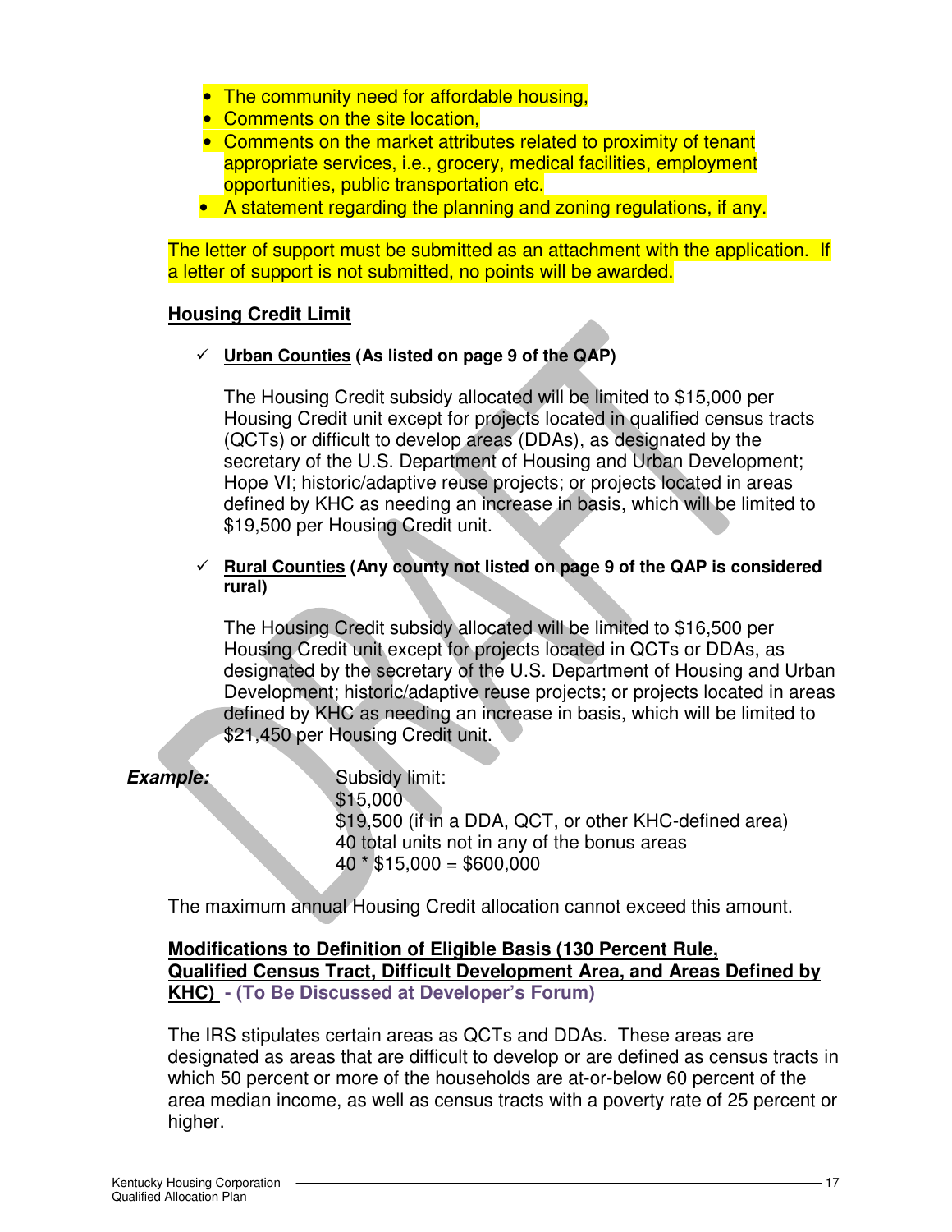- The community need for affordable housing,
- Comments on the site location,
- Comments on the market attributes related to proximity of tenant appropriate services, i.e., grocery, medical facilities, employment opportunities, public transportation etc.
- A statement regarding the planning and zoning regulations, if any.

The letter of support must be submitted as an attachment with the application. If a letter of support is not submitted, no points will be awarded.

**Housing Credit Limit**

✓ **Urban Counties (As listed on page 9 of the QAP)**

The Housing Credit subsidy allocated will be limited to $15,000 per Housing Credit unit except for projects located in qualified census tracts (QCTs) or difficult to develop areas (DDAs), as designated by the secretary of the U.S. Department of Housing and Urban Development; Hope VI; historic/adaptive reuse projects; or projects located in areas defined by KHC as needing an increase in basis, which will be limited to $19,500 per Housing Credit unit.

✓ **Rural Counties (Any county not listed on page 9 of the QAP is considered rural)**

The Housing Credit subsidy allocated will be limited to $16,500 per Housing Credit unit except for projects located in QCTs or DDAs, as designated by the secretary of the U.S. Department of Housing and Urban Development; historic/adaptive reuse projects; or projects located in areas defined by KHC as needing an increase in basis, which will be limited to $21,450 per Housing Credit unit.

***Example:***

Subsidy limit:
$15,000
$19,500 (if in a DDA, QCT, or other KHC-defined area)
40 total units not in any of the bonus areas
40 * $15,000 = $600,000

The maximum annual Housing Credit allocation cannot exceed this amount.

**Modifications to Definition of Eligible Basis (130 Percent Rule, Qualified Census Tract, Difficult Development Area, and Areas Defined by KHC) - (To Be Discussed at Developer's Forum)**

The IRS stipulates certain areas as QCTs and DDAs. These areas are designated as areas that are difficult to develop or are defined as census tracts in which 50 percent or more of the households are at-or-below 60 percent of the area median income, as well as census tracts with a poverty rate of 25 percent or higher.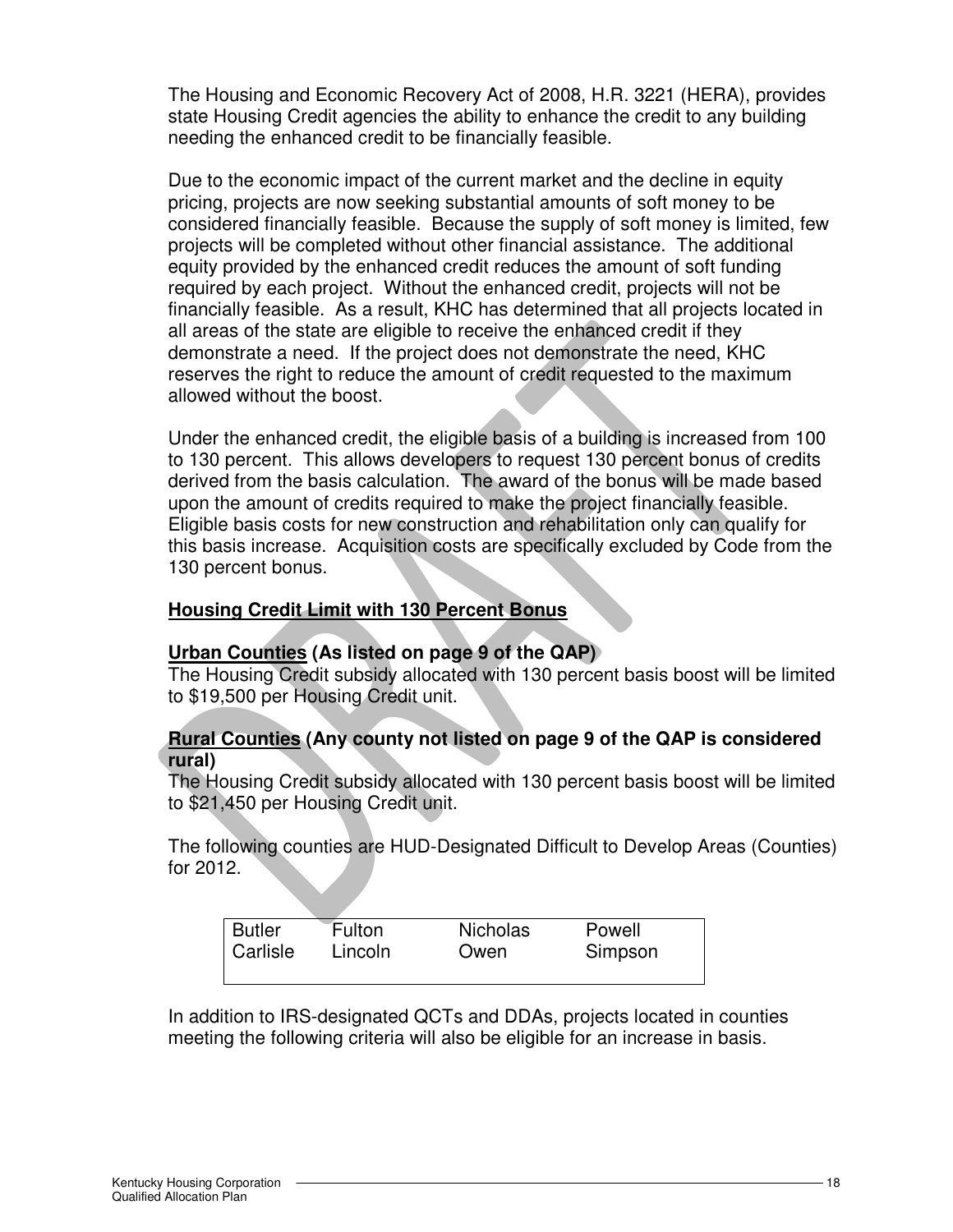The Housing and Economic Recovery Act of 2008, H.R. 3221 (HERA), provides state Housing Credit agencies the ability to enhance the credit to any building needing the enhanced credit to be financially feasible.

Due to the economic impact of the current market and the decline in equity pricing, projects are now seeking substantial amounts of soft money to be considered financially feasible. Because the supply of soft money is limited, few projects will be completed without other financial assistance. The additional equity provided by the enhanced credit reduces the amount of soft funding required by each project. Without the enhanced credit, projects will not be financially feasible. As a result, KHC has determined that all projects located in all areas of the state are eligible to receive the enhanced credit if they demonstrate a need. If the project does not demonstrate the need, KHC reserves the right to reduce the amount of credit requested to the maximum allowed without the boost.

Under the enhanced credit, the eligible basis of a building is increased from 100 to 130 percent. This allows developers to request 130 percent bonus of credits derived from the basis calculation. The award of the bonus will be made based upon the amount of credits required to make the project financially feasible. Eligible basis costs for new construction and rehabilitation only can qualify for this basis increase. Acquisition costs are specifically excluded by Code from the 130 percent bonus.

**Housing Credit Limit with 130 Percent Bonus**

**Urban Counties (As listed on page 9 of the QAP)**
The Housing Credit subsidy allocated with 130 percent basis boost will be limited to $19,500 per Housing Credit unit.

**Rural Counties (Any county not listed on page 9 of the QAP is considered rural)**
The Housing Credit subsidy allocated with 130 percent basis boost will be limited to $21,450 per Housing Credit unit.

The following counties are HUD-Designated Difficult to Develop Areas (Counties) for 2012.

| | | | |
|---|---|---|---|
| Butler | Fulton | Nicholas | Powell |
| Carlisle | Lincoln | Owen | Simpson |

In addition to IRS-designated QCTs and DDAs, projects located in counties meeting the following criteria will also be eligible for an increase in basis.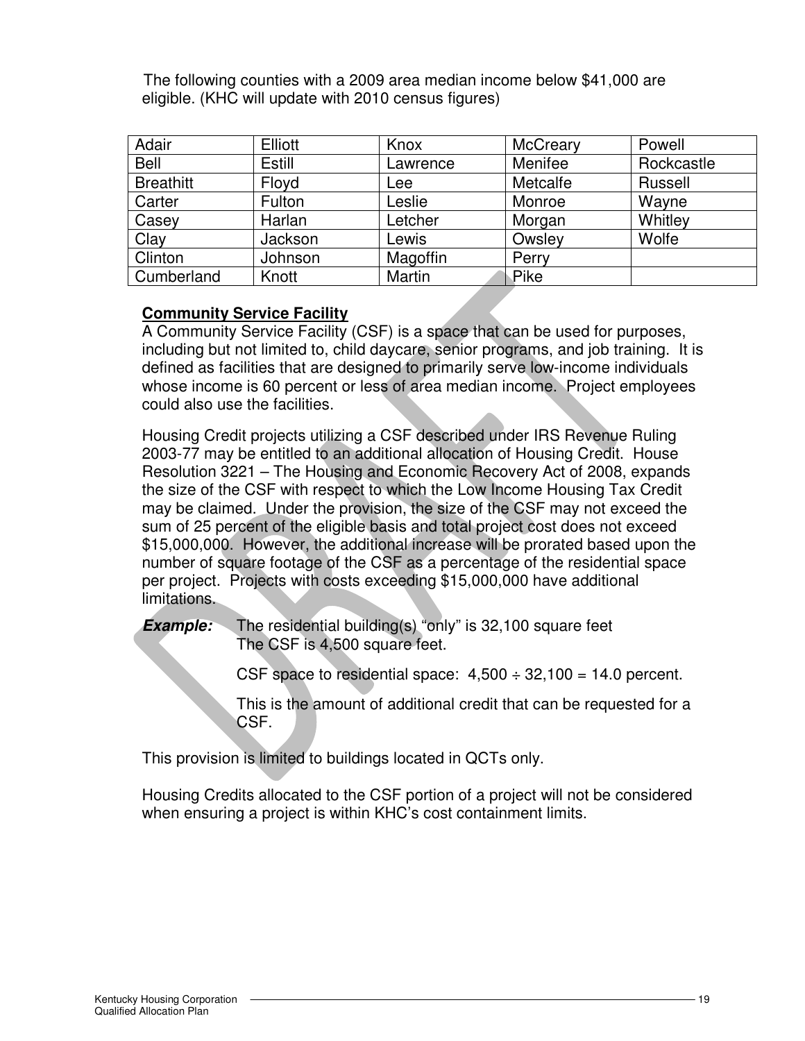The following counties with a 2009 area median income below $41,000 are eligible. (KHC will update with 2010 census figures)

| Adair | Elliott | Knox | McCreary | Powell |
|---|---|---|---|---|
| Bell | Estill | Lawrence | Menifee | Rockcastle |
| Breathitt | Floyd | Lee | Metcalfe | Russell |
| Carter | Fulton | Leslie | Monroe | Wayne |
| Casey | Harlan | Letcher | Morgan | Whitley |
| Clay | Jackson | Lewis | Owsley | Wolfe |
| Clinton | Johnson | Magoffin | Perry | |
| Cumberland | Knott | Martin | Pike | |

**Community Service Facility**

A Community Service Facility (CSF) is a space that can be used for purposes, including but not limited to, child daycare, senior programs, and job training. It is defined as facilities that are designed to primarily serve low-income individuals whose income is 60 percent or less of area median income. Project employees could also use the facilities.

Housing Credit projects utilizing a CSF described under IRS Revenue Ruling 2003-77 may be entitled to an additional allocation of Housing Credit. House Resolution 3221 – The Housing and Economic Recovery Act of 2008, expands the size of the CSF with respect to which the Low Income Housing Tax Credit may be claimed. Under the provision, the size of the CSF may not exceed the sum of 25 percent of the eligible basis and total project cost does not exceed $15,000,000. However, the additional increase will be prorated based upon the number of square footage of the CSF as a percentage of the residential space per project. Projects with costs exceeding $15,000,000 have additional limitations.

***Example:*** The residential building(s) "only" is 32,100 square feet
The CSF is 4,500 square feet.

CSF space to residential space: 4,500 ÷ 32,100 = 14.0 percent.

This is the amount of additional credit that can be requested for a CSF.

This provision is limited to buildings located in QCTs only.

Housing Credits allocated to the CSF portion of a project will not be considered when ensuring a project is within KHC's cost containment limits.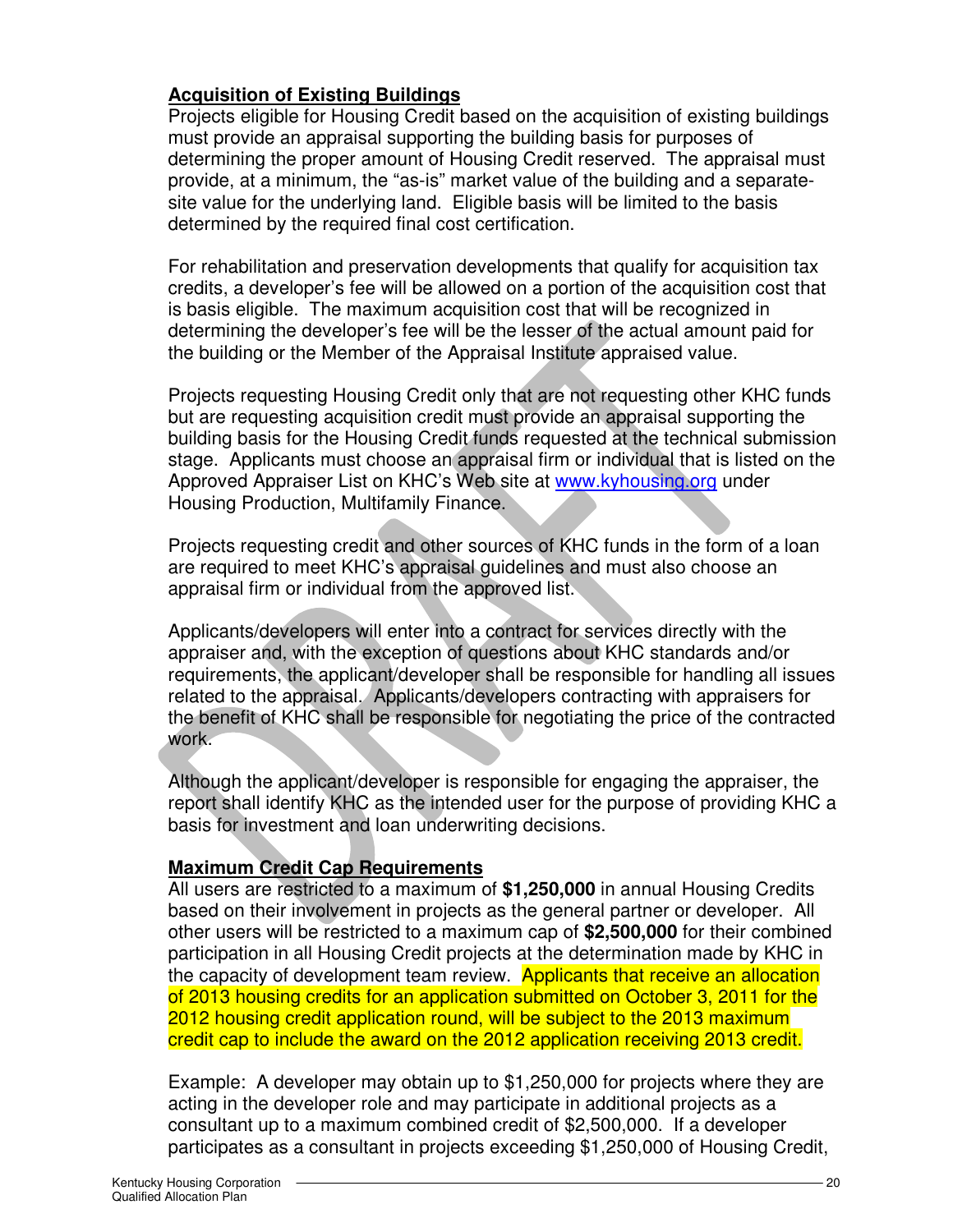**Acquisition of Existing Buildings**

Projects eligible for Housing Credit based on the acquisition of existing buildings must provide an appraisal supporting the building basis for purposes of determining the proper amount of Housing Credit reserved. The appraisal must provide, at a minimum, the "as-is" market value of the building and a separate-site value for the underlying land. Eligible basis will be limited to the basis determined by the required final cost certification.

For rehabilitation and preservation developments that qualify for acquisition tax credits, a developer's fee will be allowed on a portion of the acquisition cost that is basis eligible. The maximum acquisition cost that will be recognized in determining the developer's fee will be the lesser of the actual amount paid for the building or the Member of the Appraisal Institute appraised value.

Projects requesting Housing Credit only that are not requesting other KHC funds but are requesting acquisition credit must provide an appraisal supporting the building basis for the Housing Credit funds requested at the technical submission stage. Applicants must choose an appraisal firm or individual that is listed on the Approved Appraiser List on KHC's Web site at www.kyhousing.org under Housing Production, Multifamily Finance.

Projects requesting credit and other sources of KHC funds in the form of a loan are required to meet KHC's appraisal guidelines and must also choose an appraisal firm or individual from the approved list.

Applicants/developers will enter into a contract for services directly with the appraiser and, with the exception of questions about KHC standards and/or requirements, the applicant/developer shall be responsible for handling all issues related to the appraisal. Applicants/developers contracting with appraisers for the benefit of KHC shall be responsible for negotiating the price of the contracted work.

Although the applicant/developer is responsible for engaging the appraiser, the report shall identify KHC as the intended user for the purpose of providing KHC a basis for investment and loan underwriting decisions.

**Maximum Credit Cap Requirements**

All users are restricted to a maximum of **$1,250,000** in annual Housing Credits based on their involvement in projects as the general partner or developer. All other users will be restricted to a maximum cap of **$2,500,000** for their combined participation in all Housing Credit projects at the determination made by KHC in the capacity of development team review. Applicants that receive an allocation of 2013 housing credits for an application submitted on October 3, 2011 for the 2012 housing credit application round, will be subject to the 2013 maximum credit cap to include the award on the 2012 application receiving 2013 credit.

Example: A developer may obtain up to $1,250,000 for projects where they are acting in the developer role and may participate in additional projects as a consultant up to a maximum combined credit of $2,500,000. If a developer participates as a consultant in projects exceeding $1,250,000 of Housing Credit,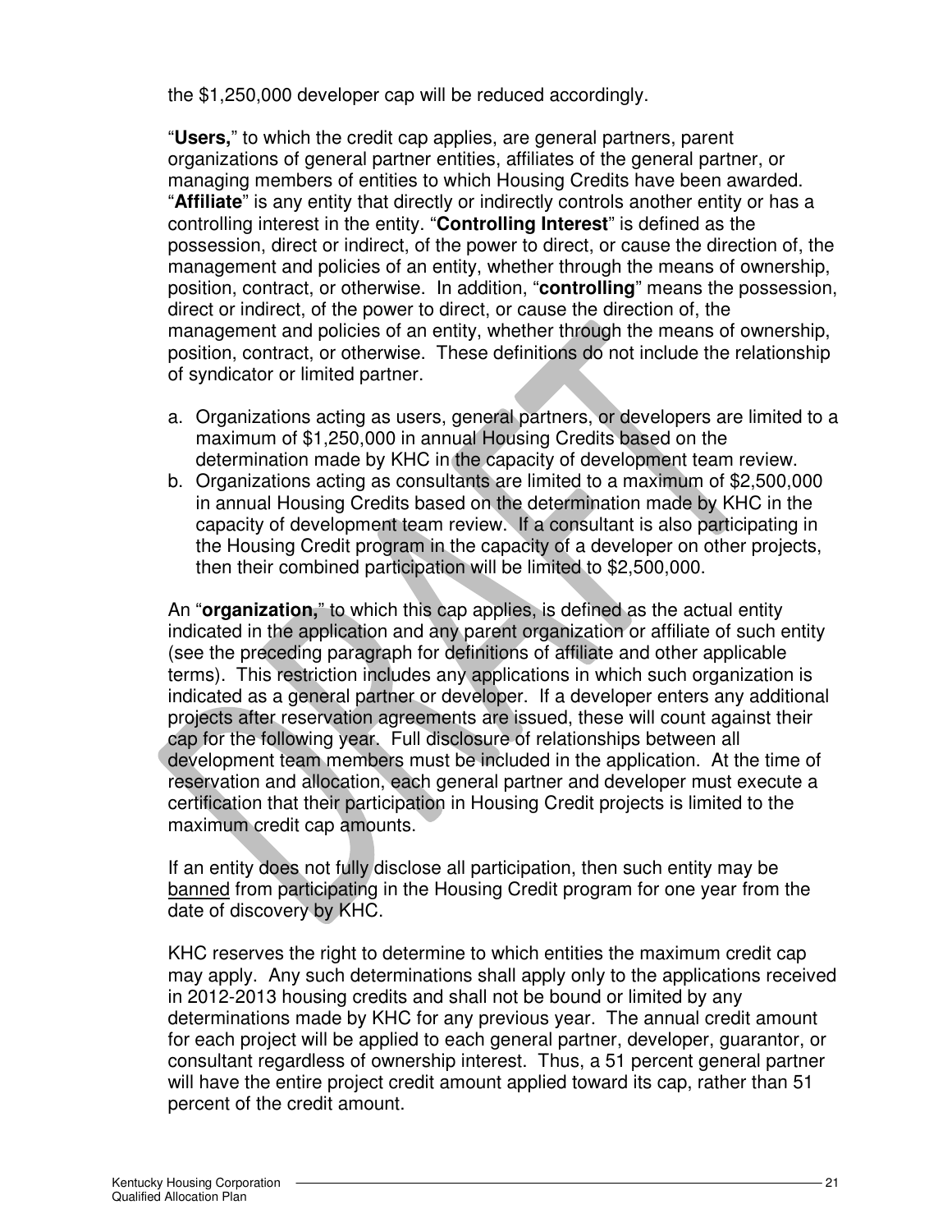the $1,250,000 developer cap will be reduced accordingly.

"**Users,**" to which the credit cap applies, are general partners, parent organizations of general partner entities, affiliates of the general partner, or managing members of entities to which Housing Credits have been awarded. "**Affiliate**" is any entity that directly or indirectly controls another entity or has a controlling interest in the entity. "**Controlling Interest**" is defined as the possession, direct or indirect, of the power to direct, or cause the direction of, the management and policies of an entity, whether through the means of ownership, position, contract, or otherwise. In addition, "**controlling**" means the possession, direct or indirect, of the power to direct, or cause the direction of, the management and policies of an entity, whether through the means of ownership, position, contract, or otherwise. These definitions do not include the relationship of syndicator or limited partner.

a. Organizations acting as users, general partners, or developers are limited to a maximum of $1,250,000 in annual Housing Credits based on the determination made by KHC in the capacity of development team review.
b. Organizations acting as consultants are limited to a maximum of $2,500,000 in annual Housing Credits based on the determination made by KHC in the capacity of development team review. If a consultant is also participating in the Housing Credit program in the capacity of a developer on other projects, then their combined participation will be limited to $2,500,000.

An "**organization,**" to which this cap applies, is defined as the actual entity indicated in the application and any parent organization or affiliate of such entity (see the preceding paragraph for definitions of affiliate and other applicable terms). This restriction includes any applications in which such organization is indicated as a general partner or developer. If a developer enters any additional projects after reservation agreements are issued, these will count against their cap for the following year. Full disclosure of relationships between all development team members must be included in the application. At the time of reservation and allocation, each general partner and developer must execute a certification that their participation in Housing Credit projects is limited to the maximum credit cap amounts.

If an entity does not fully disclose all participation, then such entity may be <u>banned</u> from participating in the Housing Credit program for one year from the date of discovery by KHC.

KHC reserves the right to determine to which entities the maximum credit cap may apply. Any such determinations shall apply only to the applications received in 2012-2013 housing credits and shall not be bound or limited by any determinations made by KHC for any previous year. The annual credit amount for each project will be applied to each general partner, developer, guarantor, or consultant regardless of ownership interest. Thus, a 51 percent general partner will have the entire project credit amount applied toward its cap, rather than 51 percent of the credit amount.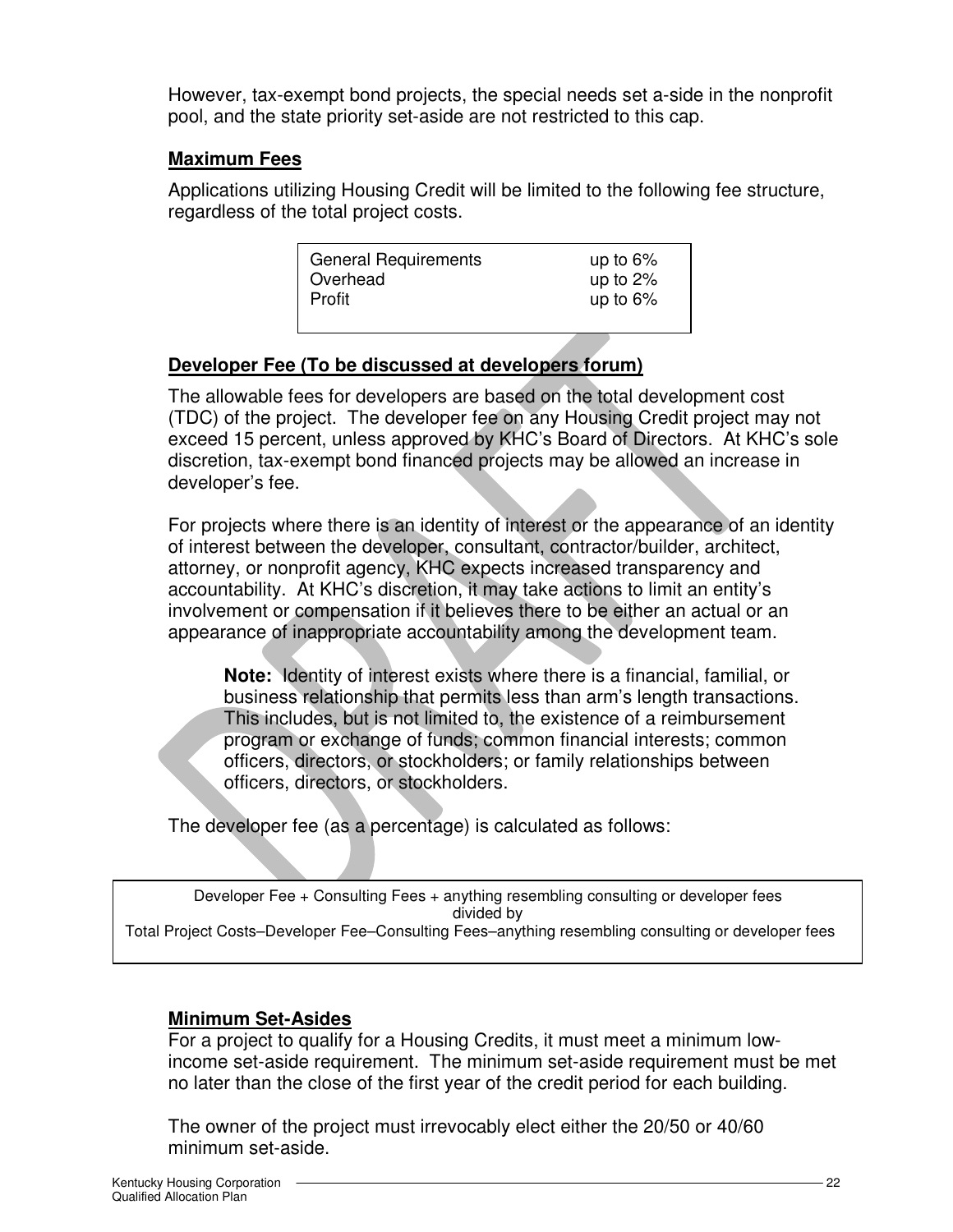However, tax-exempt bond projects, the special needs set a-side in the nonprofit pool, and the state priority set-aside are not restricted to this cap.

**Maximum Fees**

Applications utilizing Housing Credit will be limited to the following fee structure, regardless of the total project costs.

| | |
|---|---|
| General Requirements | up to 6% |
| Overhead | up to 2% |
| Profit | up to 6% |

**Developer Fee (To be discussed at developers forum)**

The allowable fees for developers are based on the total development cost (TDC) of the project. The developer fee on any Housing Credit project may not exceed 15 percent, unless approved by KHC's Board of Directors. At KHC's sole discretion, tax-exempt bond financed projects may be allowed an increase in developer's fee.

For projects where there is an identity of interest or the appearance of an identity of interest between the developer, consultant, contractor/builder, architect, attorney, or nonprofit agency, KHC expects increased transparency and accountability. At KHC's discretion, it may take actions to limit an entity's involvement or compensation if it believes there to be either an actual or an appearance of inappropriate accountability among the development team.

> **Note:** Identity of interest exists where there is a financial, familial, or business relationship that permits less than arm's length transactions. This includes, but is not limited to, the existence of a reimbursement program or exchange of funds; common financial interests; common officers, directors, or stockholders; or family relationships between officers, directors, or stockholders.

The developer fee (as a percentage) is calculated as follows:

Developer Fee + Consulting Fees + anything resembling consulting or developer fees
divided by
Total Project Costs–Developer Fee–Consulting Fees–anything resembling consulting or developer fees

**Minimum Set-Asides**

For a project to qualify for a Housing Credits, it must meet a minimum low-income set-aside requirement. The minimum set-aside requirement must be met no later than the close of the first year of the credit period for each building.

The owner of the project must irrevocably elect either the 20/50 or 40/60 minimum set-aside.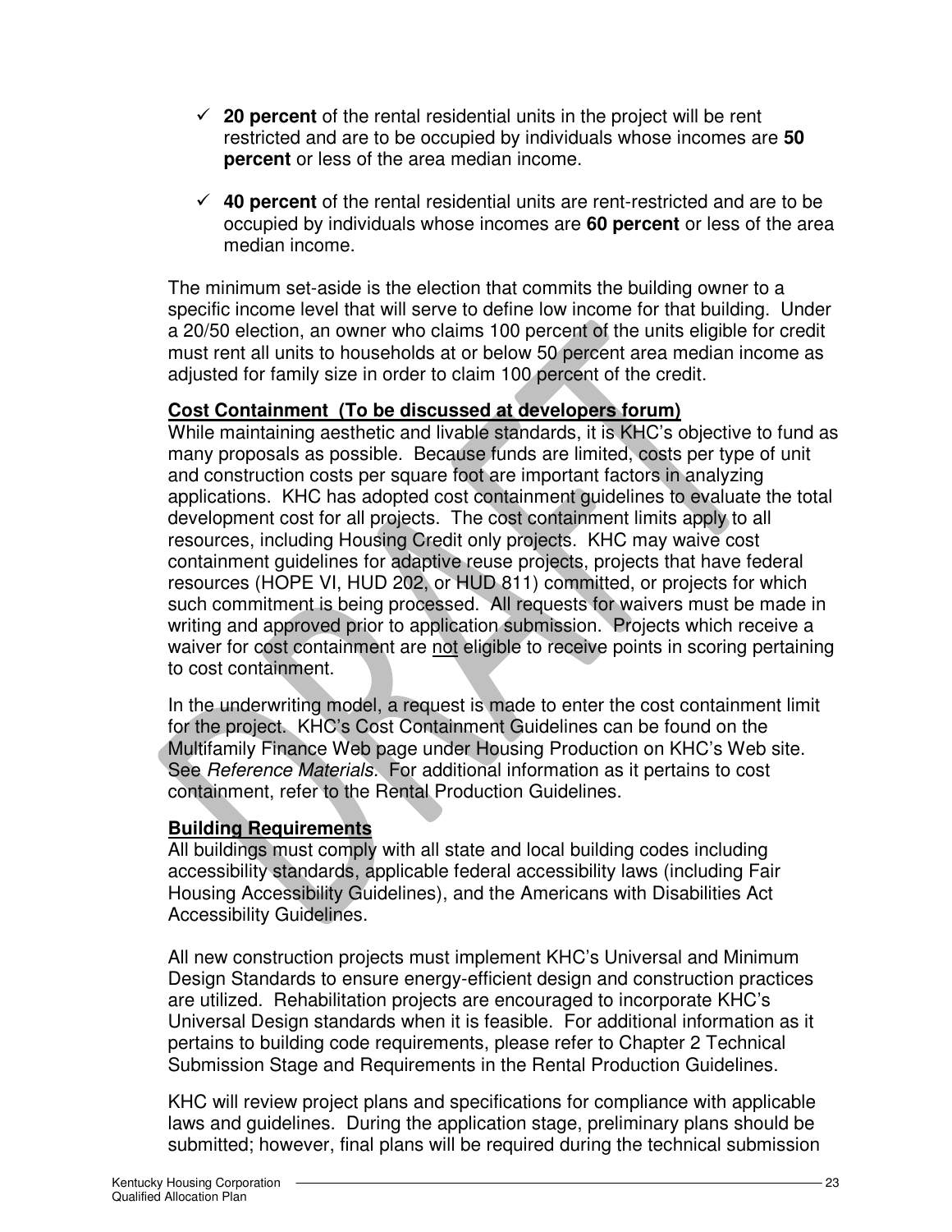- ✓ **20 percent** of the rental residential units in the project will be rent restricted and are to be occupied by individuals whose incomes are **50 percent** or less of the area median income.

- ✓ **40 percent** of the rental residential units are rent-restricted and are to be occupied by individuals whose incomes are **60 percent** or less of the area median income.

The minimum set-aside is the election that commits the building owner to a specific income level that will serve to define low income for that building. Under a 20/50 election, an owner who claims 100 percent of the units eligible for credit must rent all units to households at or below 50 percent area median income as adjusted for family size in order to claim 100 percent of the credit.

**Cost Containment (To be discussed at developers forum)**

While maintaining aesthetic and livable standards, it is KHC's objective to fund as many proposals as possible. Because funds are limited, costs per type of unit and construction costs per square foot are important factors in analyzing applications. KHC has adopted cost containment guidelines to evaluate the total development cost for all projects. The cost containment limits apply to all resources, including Housing Credit only projects. KHC may waive cost containment guidelines for adaptive reuse projects, projects that have federal resources (HOPE VI, HUD 202, or HUD 811) committed, or projects for which such commitment is being processed. All requests for waivers must be made in writing and approved prior to application submission. Projects which receive a waiver for cost containment are not eligible to receive points in scoring pertaining to cost containment.

In the underwriting model, a request is made to enter the cost containment limit for the project. KHC's Cost Containment Guidelines can be found on the Multifamily Finance Web page under Housing Production on KHC's Web site. See *Reference Materials*. For additional information as it pertains to cost containment, refer to the Rental Production Guidelines.

**Building Requirements**

All buildings must comply with all state and local building codes including accessibility standards, applicable federal accessibility laws (including Fair Housing Accessibility Guidelines), and the Americans with Disabilities Act Accessibility Guidelines.

All new construction projects must implement KHC's Universal and Minimum Design Standards to ensure energy-efficient design and construction practices are utilized. Rehabilitation projects are encouraged to incorporate KHC's Universal Design standards when it is feasible. For additional information as it pertains to building code requirements, please refer to Chapter 2 Technical Submission Stage and Requirements in the Rental Production Guidelines.

KHC will review project plans and specifications for compliance with applicable laws and guidelines. During the application stage, preliminary plans should be submitted; however, final plans will be required during the technical submission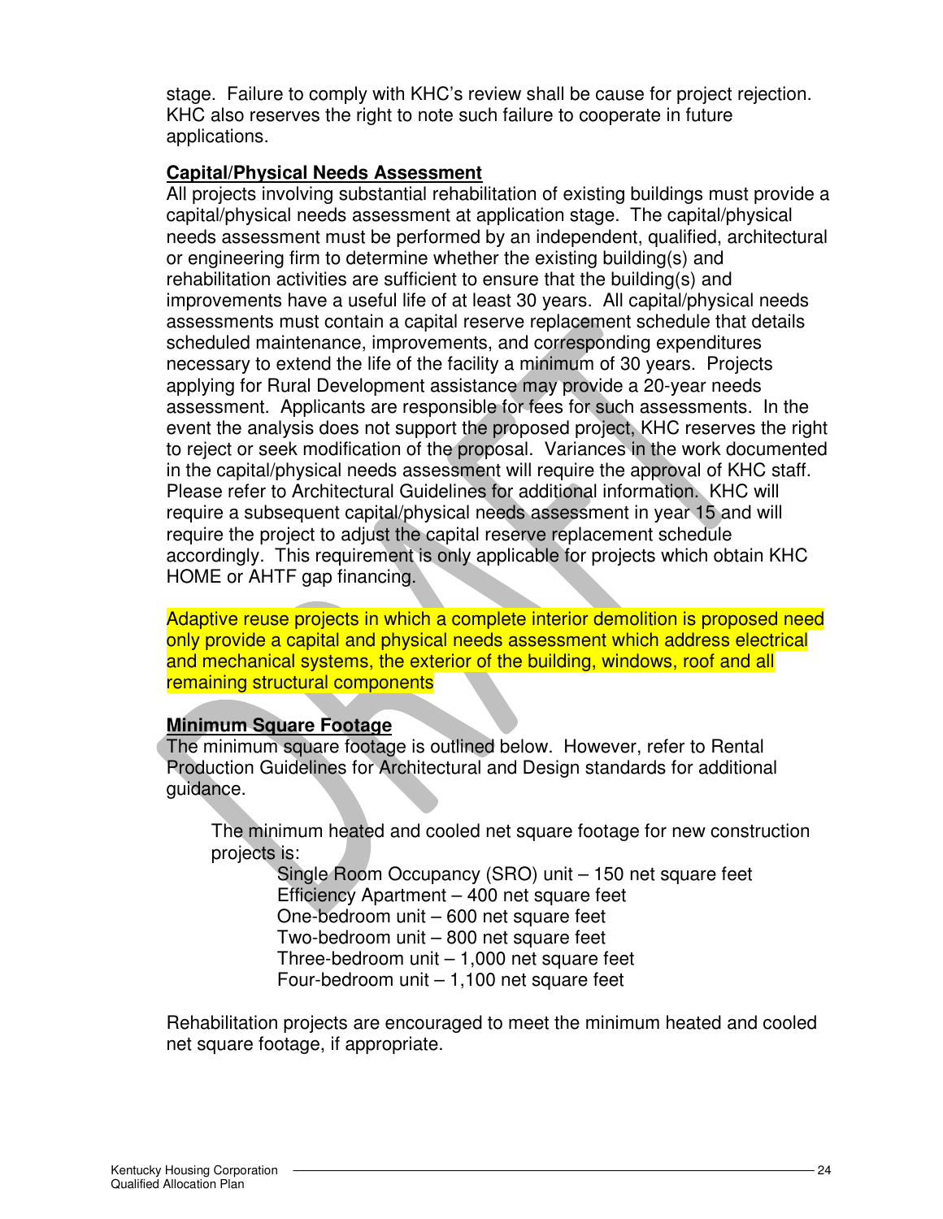stage. Failure to comply with KHC's review shall be cause for project rejection. KHC also reserves the right to note such failure to cooperate in future applications.

**Capital/Physical Needs Assessment**

All projects involving substantial rehabilitation of existing buildings must provide a capital/physical needs assessment at application stage. The capital/physical needs assessment must be performed by an independent, qualified, architectural or engineering firm to determine whether the existing building(s) and rehabilitation activities are sufficient to ensure that the building(s) and improvements have a useful life of at least 30 years. All capital/physical needs assessments must contain a capital reserve replacement schedule that details scheduled maintenance, improvements, and corresponding expenditures necessary to extend the life of the facility a minimum of 30 years. Projects applying for Rural Development assistance may provide a 20-year needs assessment. Applicants are responsible for fees for such assessments. In the event the analysis does not support the proposed project, KHC reserves the right to reject or seek modification of the proposal. Variances in the work documented in the capital/physical needs assessment will require the approval of KHC staff. Please refer to Architectural Guidelines for additional information. KHC will require a subsequent capital/physical needs assessment in year 15 and will require the project to adjust the capital reserve replacement schedule accordingly. This requirement is only applicable for projects which obtain KHC HOME or AHTF gap financing.

Adaptive reuse projects in which a complete interior demolition is proposed need only provide a capital and physical needs assessment which address electrical and mechanical systems, the exterior of the building, windows, roof and all remaining structural components

**Minimum Square Footage**

The minimum square footage is outlined below. However, refer to Rental Production Guidelines for Architectural and Design standards for additional guidance.

The minimum heated and cooled net square footage for new construction projects is:

- Single Room Occupancy (SRO) unit – 150 net square feet
- Efficiency Apartment – 400 net square feet
- One-bedroom unit – 600 net square feet
- Two-bedroom unit – 800 net square feet
- Three-bedroom unit – 1,000 net square feet
- Four-bedroom unit – 1,100 net square feet

Rehabilitation projects are encouraged to meet the minimum heated and cooled net square footage, if appropriate.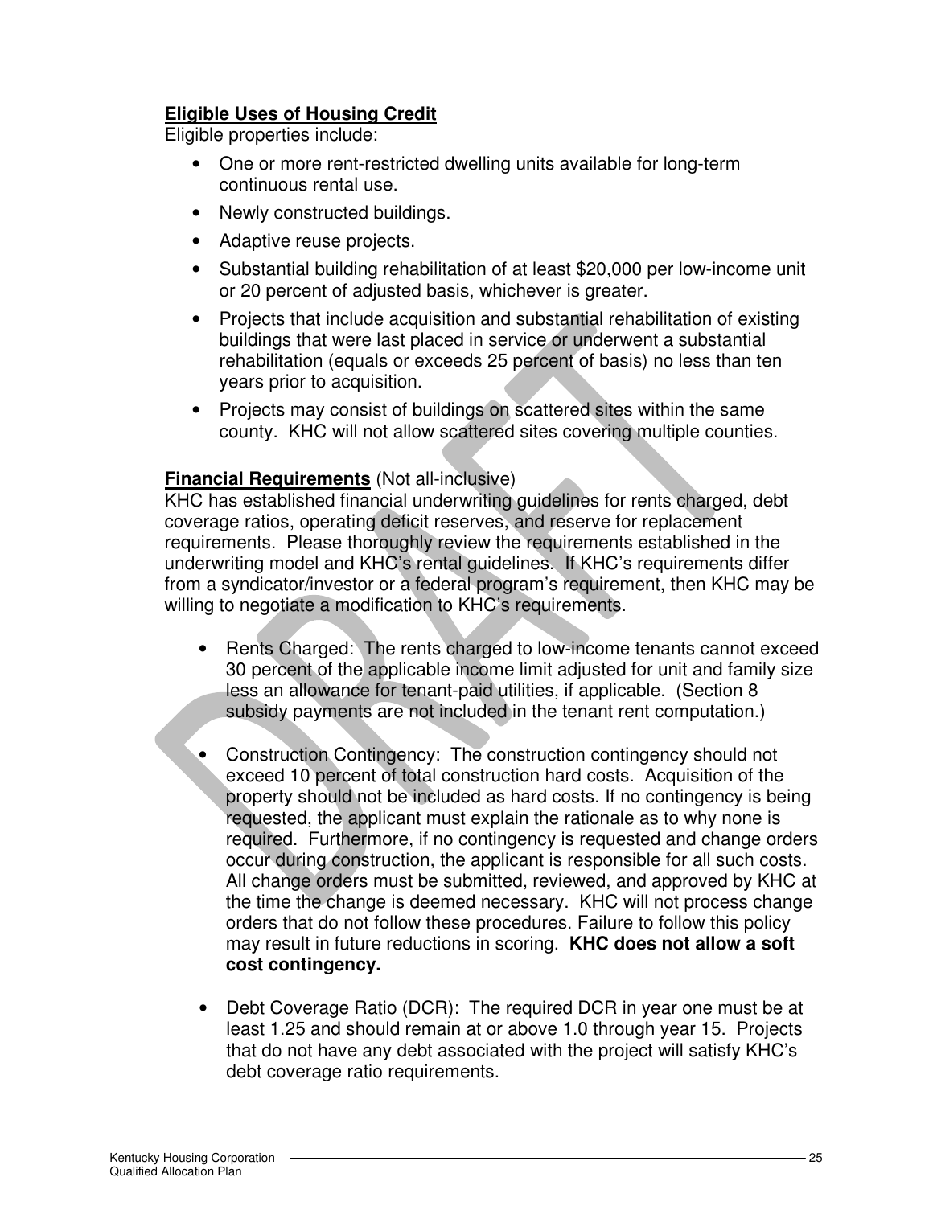**Eligible Uses of Housing Credit**

Eligible properties include:

- One or more rent-restricted dwelling units available for long-term continuous rental use.
- Newly constructed buildings.
- Adaptive reuse projects.
- Substantial building rehabilitation of at least $20,000 per low-income unit or 20 percent of adjusted basis, whichever is greater.
- Projects that include acquisition and substantial rehabilitation of existing buildings that were last placed in service or underwent a substantial rehabilitation (equals or exceeds 25 percent of basis) no less than ten years prior to acquisition.
- Projects may consist of buildings on scattered sites within the same county. KHC will not allow scattered sites covering multiple counties.

**Financial Requirements** (Not all-inclusive)

KHC has established financial underwriting guidelines for rents charged, debt coverage ratios, operating deficit reserves, and reserve for replacement requirements. Please thoroughly review the requirements established in the underwriting model and KHC's rental guidelines. If KHC's requirements differ from a syndicator/investor or a federal program's requirement, then KHC may be willing to negotiate a modification to KHC's requirements.

- Rents Charged: The rents charged to low-income tenants cannot exceed 30 percent of the applicable income limit adjusted for unit and family size less an allowance for tenant-paid utilities, if applicable. (Section 8 subsidy payments are not included in the tenant rent computation.)

- Construction Contingency: The construction contingency should not exceed 10 percent of total construction hard costs. Acquisition of the property should not be included as hard costs. If no contingency is being requested, the applicant must explain the rationale as to why none is required. Furthermore, if no contingency is requested and change orders occur during construction, the applicant is responsible for all such costs. All change orders must be submitted, reviewed, and approved by KHC at the time the change is deemed necessary. KHC will not process change orders that do not follow these procedures. Failure to follow this policy may result in future reductions in scoring. **KHC does not allow a soft cost contingency.**

- Debt Coverage Ratio (DCR): The required DCR in year one must be at least 1.25 and should remain at or above 1.0 through year 15. Projects that do not have any debt associated with the project will satisfy KHC's debt coverage ratio requirements.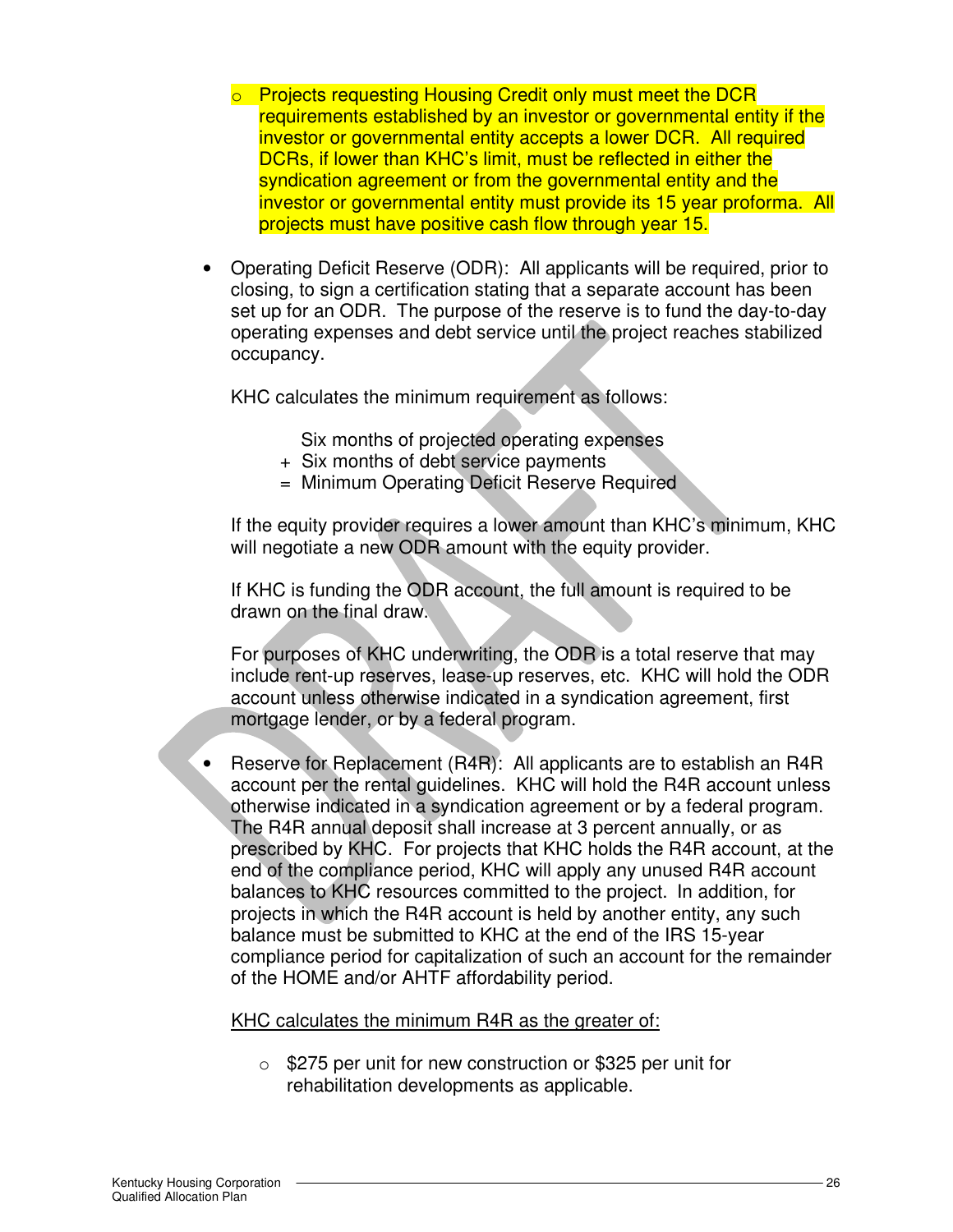- Projects requesting Housing Credit only must meet the DCR requirements established by an investor or governmental entity if the investor or governmental entity accepts a lower DCR. All required DCRs, if lower than KHC's limit, must be reflected in either the syndication agreement or from the governmental entity and the investor or governmental entity must provide its 15 year proforma. All projects must have positive cash flow through year 15.

- Operating Deficit Reserve (ODR): All applicants will be required, prior to closing, to sign a certification stating that a separate account has been set up for an ODR. The purpose of the reserve is to fund the day-to-day operating expenses and debt service until the project reaches stabilized occupancy.

  KHC calculates the minimum requirement as follows:

  Six months of projected operating expenses
  \+ Six months of debt service payments
  = Minimum Operating Deficit Reserve Required

  If the equity provider requires a lower amount than KHC's minimum, KHC will negotiate a new ODR amount with the equity provider.

  If KHC is funding the ODR account, the full amount is required to be drawn on the final draw.

  For purposes of KHC underwriting, the ODR is a total reserve that may include rent-up reserves, lease-up reserves, etc. KHC will hold the ODR account unless otherwise indicated in a syndication agreement, first mortgage lender, or by a federal program.

- Reserve for Replacement (R4R): All applicants are to establish an R4R account per the rental guidelines. KHC will hold the R4R account unless otherwise indicated in a syndication agreement or by a federal program. The R4R annual deposit shall increase at 3 percent annually, or as prescribed by KHC. For projects that KHC holds the R4R account, at the end of the compliance period, KHC will apply any unused R4R account balances to KHC resources committed to the project. In addition, for projects in which the R4R account is held by another entity, any such balance must be submitted to KHC at the end of the IRS 15-year compliance period for capitalization of such an account for the remainder of the HOME and/or AHTF affordability period.

  <u>KHC calculates the minimum R4R as the greater of:</u>

  - $275 per unit for new construction or $325 per unit for rehabilitation developments as applicable.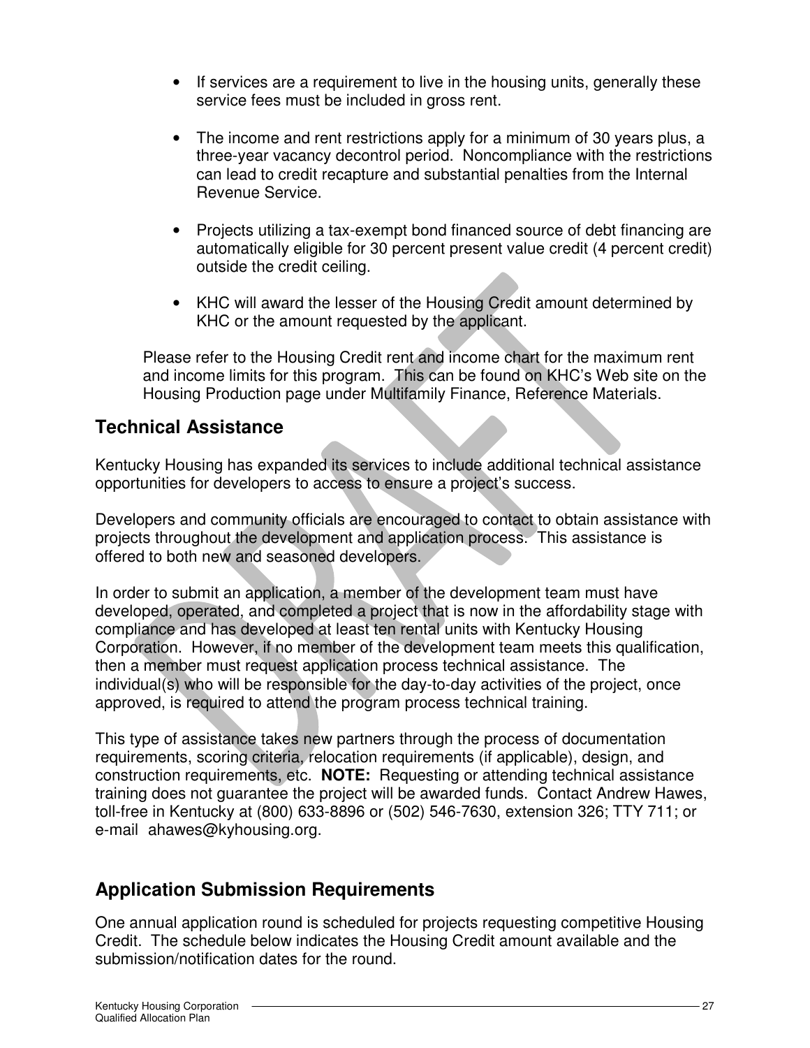- If services are a requirement to live in the housing units, generally these service fees must be included in gross rent.

- The income and rent restrictions apply for a minimum of 30 years plus, a three-year vacancy decontrol period. Noncompliance with the restrictions can lead to credit recapture and substantial penalties from the Internal Revenue Service.

- Projects utilizing a tax-exempt bond financed source of debt financing are automatically eligible for 30 percent present value credit (4 percent credit) outside the credit ceiling.

- KHC will award the lesser of the Housing Credit amount determined by KHC or the amount requested by the applicant.

Please refer to the Housing Credit rent and income chart for the maximum rent and income limits for this program. This can be found on KHC's Web site on the Housing Production page under Multifamily Finance, Reference Materials.

## Technical Assistance

Kentucky Housing has expanded its services to include additional technical assistance opportunities for developers to access to ensure a project's success.

Developers and community officials are encouraged to contact to obtain assistance with projects throughout the development and application process. This assistance is offered to both new and seasoned developers.

In order to submit an application, a member of the development team must have developed, operated, and completed a project that is now in the affordability stage with compliance and has developed at least ten rental units with Kentucky Housing Corporation. However, if no member of the development team meets this qualification, then a member must request application process technical assistance. The individual(s) who will be responsible for the day-to-day activities of the project, once approved, is required to attend the program process technical training.

This type of assistance takes new partners through the process of documentation requirements, scoring criteria, relocation requirements (if applicable), design, and construction requirements, etc. **NOTE:** Requesting or attending technical assistance training does not guarantee the project will be awarded funds. Contact Andrew Hawes, toll-free in Kentucky at (800) 633-8896 or (502) 546-7630, extension 326; TTY 711; or e-mail ahawes@kyhousing.org.

## Application Submission Requirements

One annual application round is scheduled for projects requesting competitive Housing Credit. The schedule below indicates the Housing Credit amount available and the submission/notification dates for the round.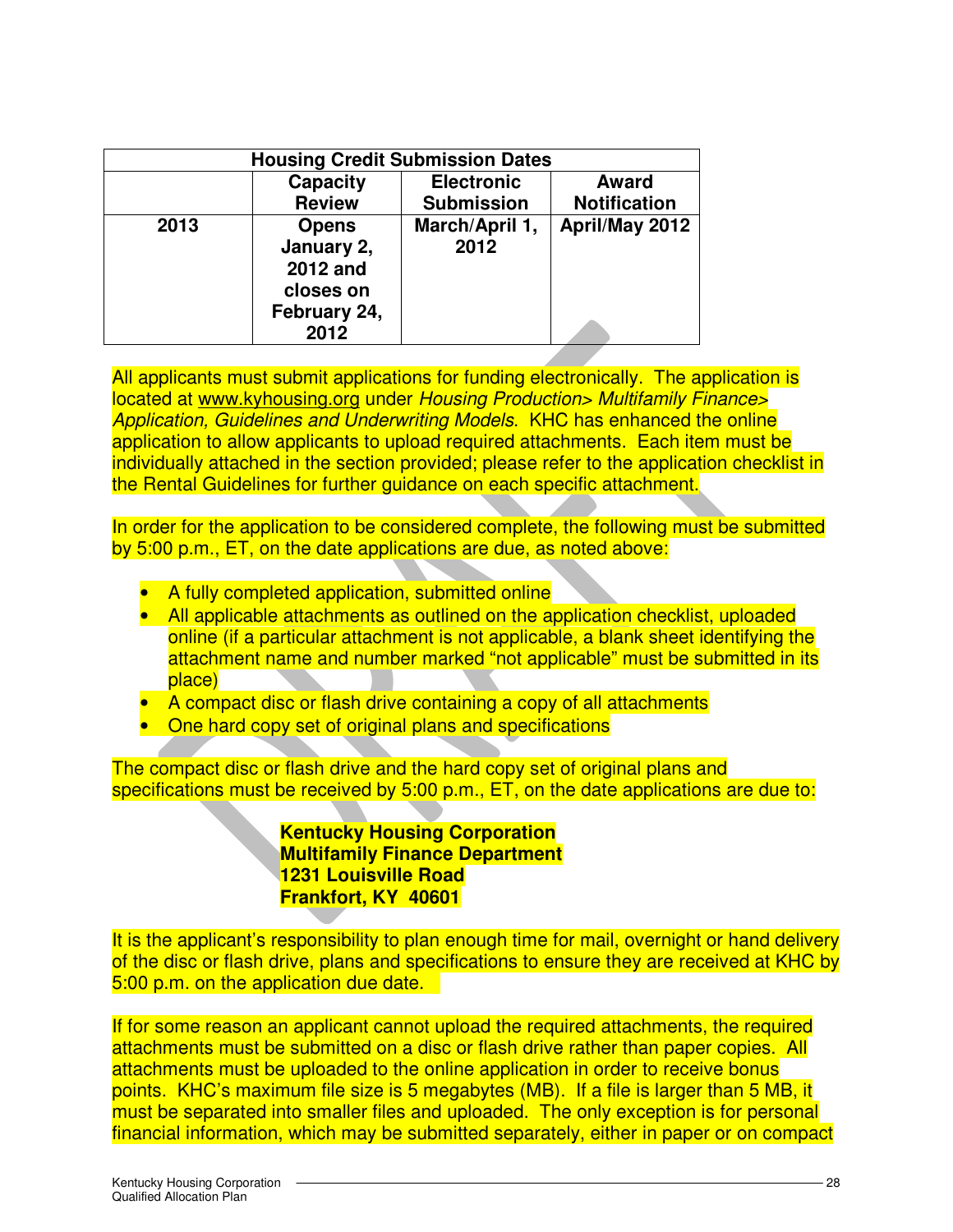| Housing Credit Submission Dates | | | |
|---|---|---|---|
| | **Capacity Review** | **Electronic Submission** | **Award Notification** |
| **2013** | **Opens January 2, 2012 and closes on February 24, 2012** | **March/April 1, 2012** | **April/May 2012** |

All applicants must submit applications for funding electronically. The application is located at www.kyhousing.org under *Housing Production> Multifamily Finance> Application, Guidelines and Underwriting Models*. KHC has enhanced the online application to allow applicants to upload required attachments. Each item must be individually attached in the section provided; please refer to the application checklist in the Rental Guidelines for further guidance on each specific attachment.

In order for the application to be considered complete, the following must be submitted by 5:00 p.m., ET, on the date applications are due, as noted above:

- A fully completed application, submitted online
- All applicable attachments as outlined on the application checklist, uploaded online (if a particular attachment is not applicable, a blank sheet identifying the attachment name and number marked "not applicable" must be submitted in its place)
- A compact disc or flash drive containing a copy of all attachments
- One hard copy set of original plans and specifications

The compact disc or flash drive and the hard copy set of original plans and specifications must be received by 5:00 p.m., ET, on the date applications are due to:

**Kentucky Housing Corporation**
**Multifamily Finance Department**
**1231 Louisville Road**
**Frankfort, KY 40601**

It is the applicant's responsibility to plan enough time for mail, overnight or hand delivery of the disc or flash drive, plans and specifications to ensure they are received at KHC by 5:00 p.m. on the application due date.

If for some reason an applicant cannot upload the required attachments, the required attachments must be submitted on a disc or flash drive rather than paper copies. All attachments must be uploaded to the online application in order to receive bonus points. KHC's maximum file size is 5 megabytes (MB). If a file is larger than 5 MB, it must be separated into smaller files and uploaded. The only exception is for personal financial information, which may be submitted separately, either in paper or on compact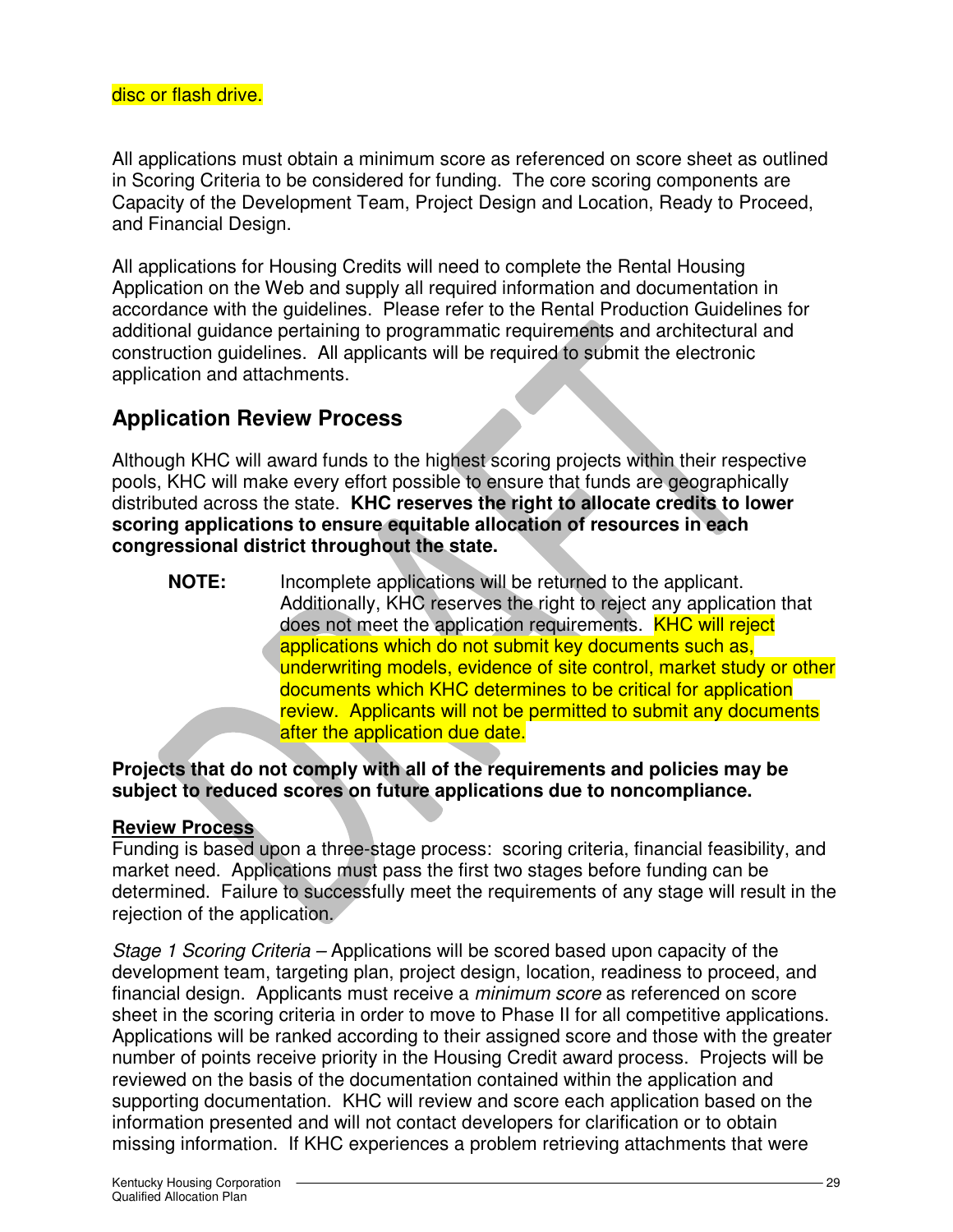disc or flash drive.

All applications must obtain a minimum score as referenced on score sheet as outlined in Scoring Criteria to be considered for funding. The core scoring components are Capacity of the Development Team, Project Design and Location, Ready to Proceed, and Financial Design.

All applications for Housing Credits will need to complete the Rental Housing Application on the Web and supply all required information and documentation in accordance with the guidelines. Please refer to the Rental Production Guidelines for additional guidance pertaining to programmatic requirements and architectural and construction guidelines. All applicants will be required to submit the electronic application and attachments.

## Application Review Process

Although KHC will award funds to the highest scoring projects within their respective pools, KHC will make every effort possible to ensure that funds are geographically distributed across the state. **KHC reserves the right to allocate credits to lower scoring applications to ensure equitable allocation of resources in each congressional district throughout the state.**

> **NOTE:** Incomplete applications will be returned to the applicant. Additionally, KHC reserves the right to reject any application that does not meet the application requirements. KHC will reject applications which do not submit key documents such as, underwriting models, evidence of site control, market study or other documents which KHC determines to be critical for application review. Applicants will not be permitted to submit any documents after the application due date.

**Projects that do not comply with all of the requirements and policies may be subject to reduced scores on future applications due to noncompliance.**

**Review Process**

Funding is based upon a three-stage process: scoring criteria, financial feasibility, and market need. Applications must pass the first two stages before funding can be determined. Failure to successfully meet the requirements of any stage will result in the rejection of the application.

*Stage 1 Scoring Criteria* – Applications will be scored based upon capacity of the development team, targeting plan, project design, location, readiness to proceed, and financial design. Applicants must receive a *minimum score* as referenced on score sheet in the scoring criteria in order to move to Phase II for all competitive applications. Applications will be ranked according to their assigned score and those with the greater number of points receive priority in the Housing Credit award process. Projects will be reviewed on the basis of the documentation contained within the application and supporting documentation. KHC will review and score each application based on the information presented and will not contact developers for clarification or to obtain missing information. If KHC experiences a problem retrieving attachments that were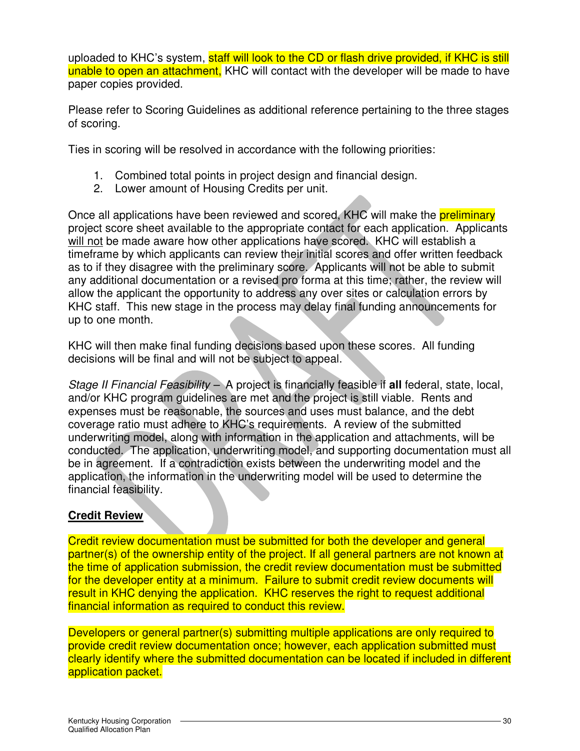uploaded to KHC's system, staff will look to the CD or flash drive provided, if KHC is still unable to open an attachment, KHC will contact with the developer will be made to have paper copies provided.

Please refer to Scoring Guidelines as additional reference pertaining to the three stages of scoring.

Ties in scoring will be resolved in accordance with the following priorities:

1. Combined total points in project design and financial design.
2. Lower amount of Housing Credits per unit.

Once all applications have been reviewed and scored, KHC will make the preliminary project score sheet available to the appropriate contact for each application. Applicants will not be made aware how other applications have scored. KHC will establish a timeframe by which applicants can review their initial scores and offer written feedback as to if they disagree with the preliminary score. Applicants will not be able to submit any additional documentation or a revised pro forma at this time; rather, the review will allow the applicant the opportunity to address any over sites or calculation errors by KHC staff. This new stage in the process may delay final funding announcements for up to one month.

KHC will then make final funding decisions based upon these scores. All funding decisions will be final and will not be subject to appeal.

*Stage II Financial Feasibility* – A project is financially feasible if **all** federal, state, local, and/or KHC program guidelines are met and the project is still viable. Rents and expenses must be reasonable, the sources and uses must balance, and the debt coverage ratio must adhere to KHC's requirements. A review of the submitted underwriting model, along with information in the application and attachments, will be conducted. The application, underwriting model, and supporting documentation must all be in agreement. If a contradiction exists between the underwriting model and the application, the information in the underwriting model will be used to determine the financial feasibility.

## Credit Review

Credit review documentation must be submitted for both the developer and general partner(s) of the ownership entity of the project. If all general partners are not known at the time of application submission, the credit review documentation must be submitted for the developer entity at a minimum. Failure to submit credit review documents will result in KHC denying the application. KHC reserves the right to request additional financial information as required to conduct this review.

Developers or general partner(s) submitting multiple applications are only required to provide credit review documentation once; however, each application submitted must clearly identify where the submitted documentation can be located if included in different application packet.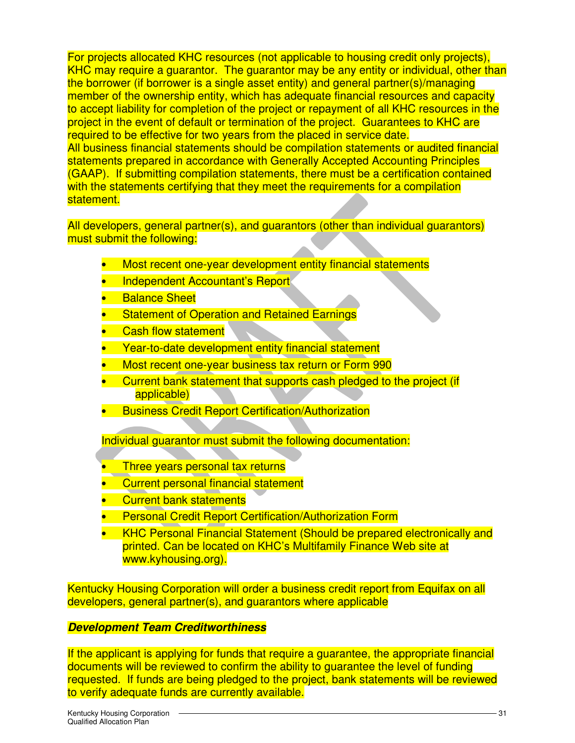For projects allocated KHC resources (not applicable to housing credit only projects), KHC may require a guarantor. The guarantor may be any entity or individual, other than the borrower (if borrower is a single asset entity) and general partner(s)/managing member of the ownership entity, which has adequate financial resources and capacity to accept liability for completion of the project or repayment of all KHC resources in the project in the event of default or termination of the project. Guarantees to KHC are required to be effective for two years from the placed in service date.
All business financial statements should be compilation statements or audited financial statements prepared in accordance with Generally Accepted Accounting Principles (GAAP). If submitting compilation statements, there must be a certification contained with the statements certifying that they meet the requirements for a compilation statement.

All developers, general partner(s), and guarantors (other than individual guarantors) must submit the following:

- Most recent one-year development entity financial statements
- Independent Accountant's Report
- Balance Sheet
- Statement of Operation and Retained Earnings
- Cash flow statement
- Year-to-date development entity financial statement
- Most recent one-year business tax return or Form 990
- Current bank statement that supports cash pledged to the project (if applicable)
- Business Credit Report Certification/Authorization

Individual guarantor must submit the following documentation:

- Three years personal tax returns
- Current personal financial statement
- Current bank statements
- Personal Credit Report Certification/Authorization Form
- KHC Personal Financial Statement (Should be prepared electronically and printed. Can be located on KHC's Multifamily Finance Web site at www.kyhousing.org).

Kentucky Housing Corporation will order a business credit report from Equifax on all developers, general partner(s), and guarantors where applicable

***Development Team Creditworthiness***

If the applicant is applying for funds that require a guarantee, the appropriate financial documents will be reviewed to confirm the ability to guarantee the level of funding requested. If funds are being pledged to the project, bank statements will be reviewed to verify adequate funds are currently available.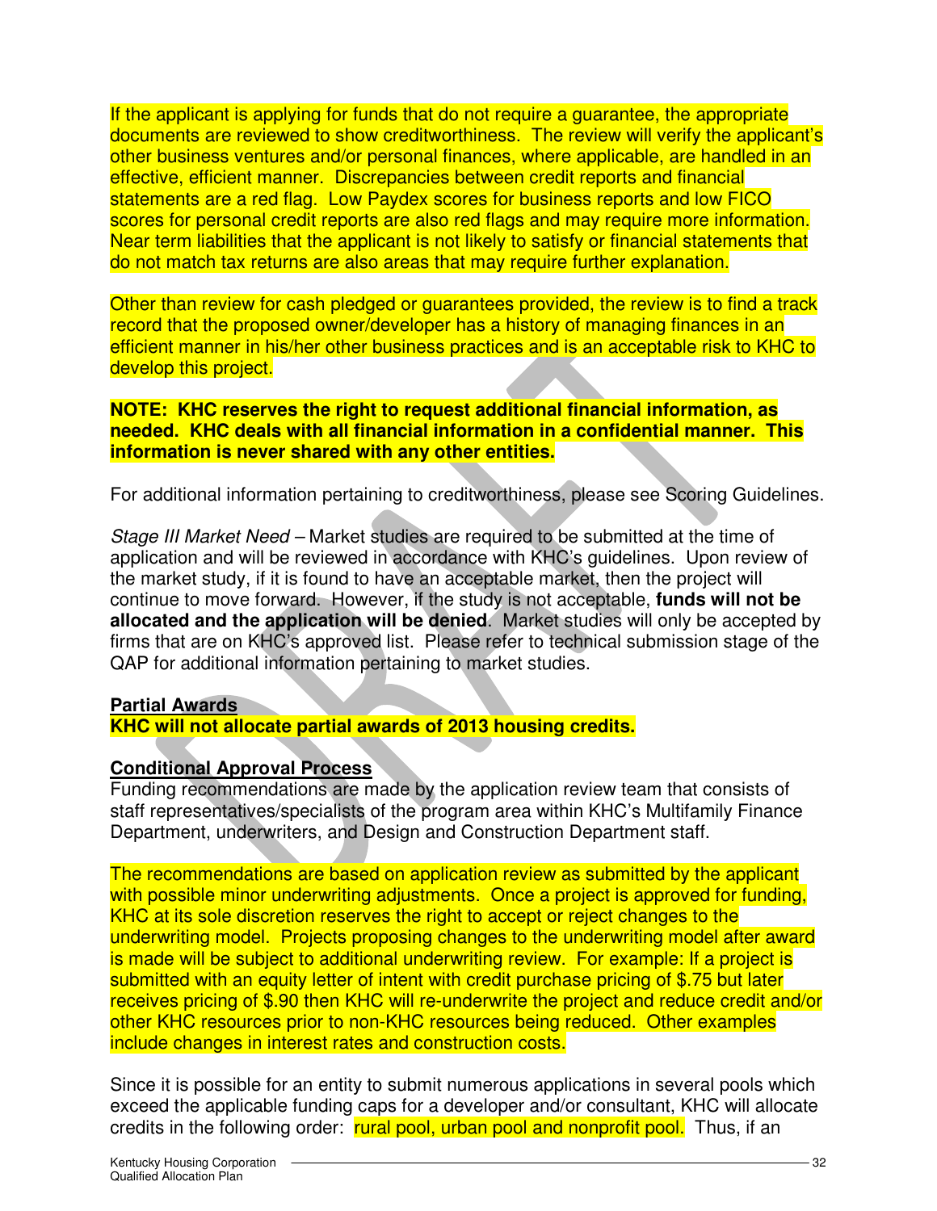If the applicant is applying for funds that do not require a guarantee, the appropriate documents are reviewed to show creditworthiness. The review will verify the applicant's other business ventures and/or personal finances, where applicable, are handled in an effective, efficient manner. Discrepancies between credit reports and financial statements are a red flag. Low Paydex scores for business reports and low FICO scores for personal credit reports are also red flags and may require more information. Near term liabilities that the applicant is not likely to satisfy or financial statements that do not match tax returns are also areas that may require further explanation.

Other than review for cash pledged or guarantees provided, the review is to find a track record that the proposed owner/developer has a history of managing finances in an efficient manner in his/her other business practices and is an acceptable risk to KHC to develop this project.

**NOTE: KHC reserves the right to request additional financial information, as needed. KHC deals with all financial information in a confidential manner. This information is never shared with any other entities.**

For additional information pertaining to creditworthiness, please see Scoring Guidelines.

*Stage III Market Need* – Market studies are required to be submitted at the time of application and will be reviewed in accordance with KHC's guidelines. Upon review of the market study, if it is found to have an acceptable market, then the project will continue to move forward. However, if the study is not acceptable, **funds will not be allocated and the application will be denied**. Market studies will only be accepted by firms that are on KHC's approved list. Please refer to technical submission stage of the QAP for additional information pertaining to market studies.

**Partial Awards**

**KHC will not allocate partial awards of 2013 housing credits.**

**Conditional Approval Process**

Funding recommendations are made by the application review team that consists of staff representatives/specialists of the program area within KHC's Multifamily Finance Department, underwriters, and Design and Construction Department staff.

The recommendations are based on application review as submitted by the applicant with possible minor underwriting adjustments. Once a project is approved for funding, KHC at its sole discretion reserves the right to accept or reject changes to the underwriting model. Projects proposing changes to the underwriting model after award is made will be subject to additional underwriting review. For example: If a project is submitted with an equity letter of intent with credit purchase pricing of $.75 but later receives pricing of $.90 then KHC will re-underwrite the project and reduce credit and/or other KHC resources prior to non-KHC resources being reduced. Other examples include changes in interest rates and construction costs.

Since it is possible for an entity to submit numerous applications in several pools which exceed the applicable funding caps for a developer and/or consultant, KHC will allocate credits in the following order: rural pool, urban pool and nonprofit pool. Thus, if an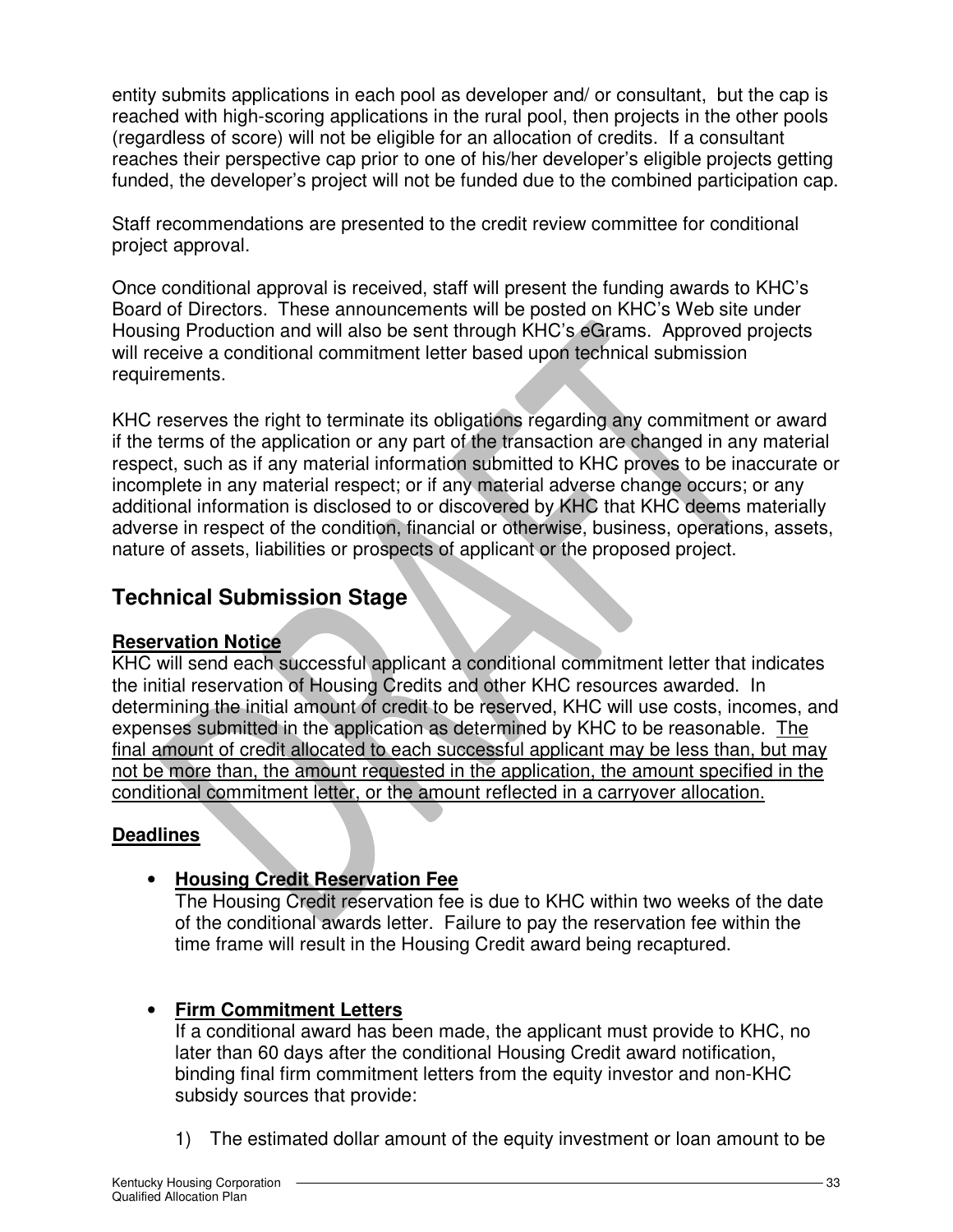entity submits applications in each pool as developer and/ or consultant, but the cap is reached with high-scoring applications in the rural pool, then projects in the other pools (regardless of score) will not be eligible for an allocation of credits. If a consultant reaches their perspective cap prior to one of his/her developer's eligible projects getting funded, the developer's project will not be funded due to the combined participation cap.

Staff recommendations are presented to the credit review committee for conditional project approval.

Once conditional approval is received, staff will present the funding awards to KHC's Board of Directors. These announcements will be posted on KHC's Web site under Housing Production and will also be sent through KHC's eGrams. Approved projects will receive a conditional commitment letter based upon technical submission requirements.

KHC reserves the right to terminate its obligations regarding any commitment or award if the terms of the application or any part of the transaction are changed in any material respect, such as if any material information submitted to KHC proves to be inaccurate or incomplete in any material respect; or if any material adverse change occurs; or any additional information is disclosed to or discovered by KHC that KHC deems materially adverse in respect of the condition, financial or otherwise, business, operations, assets, nature of assets, liabilities or prospects of applicant or the proposed project.

## Technical Submission Stage

**Reservation Notice**

KHC will send each successful applicant a conditional commitment letter that indicates the initial reservation of Housing Credits and other KHC resources awarded. In determining the initial amount of credit to be reserved, KHC will use costs, incomes, and expenses submitted in the application as determined by KHC to be reasonable. The final amount of credit allocated to each successful applicant may be less than, but may not be more than, the amount requested in the application, the amount specified in the conditional commitment letter, or the amount reflected in a carryover allocation.

**Deadlines**

- **Housing Credit Reservation Fee**
  The Housing Credit reservation fee is due to KHC within two weeks of the date of the conditional awards letter. Failure to pay the reservation fee within the time frame will result in the Housing Credit award being recaptured.

- **Firm Commitment Letters**
  If a conditional award has been made, the applicant must provide to KHC, no later than 60 days after the conditional Housing Credit award notification, binding final firm commitment letters from the equity investor and non-KHC subsidy sources that provide:

  1) The estimated dollar amount of the equity investment or loan amount to be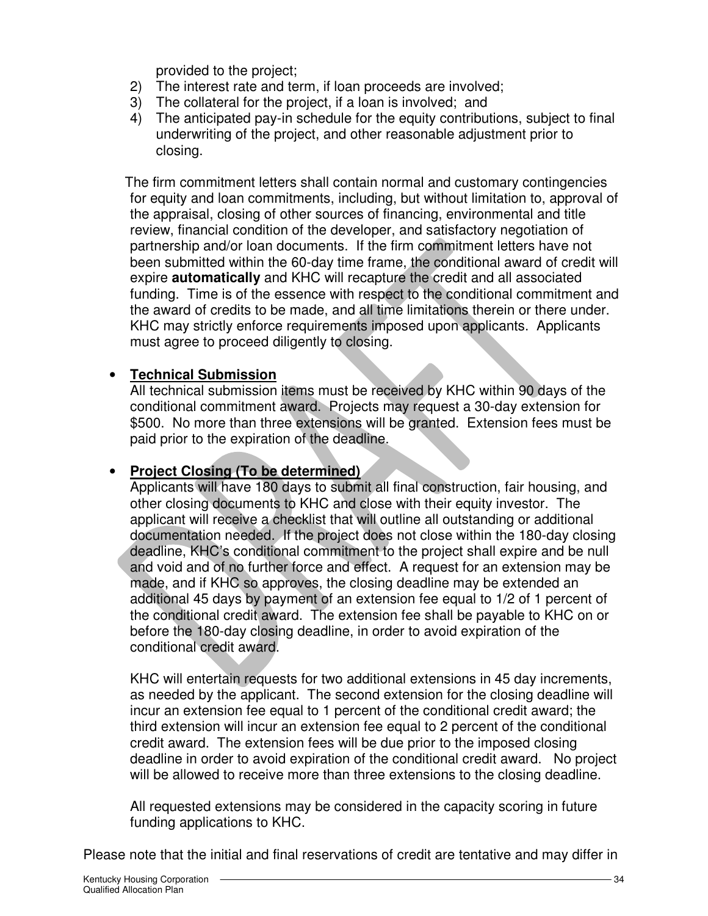provided to the project;

2) The interest rate and term, if loan proceeds are involved;
3) The collateral for the project, if a loan is involved; and
4) The anticipated pay-in schedule for the equity contributions, subject to final underwriting of the project, and other reasonable adjustment prior to closing.

The firm commitment letters shall contain normal and customary contingencies for equity and loan commitments, including, but without limitation to, approval of the appraisal, closing of other sources of financing, environmental and title review, financial condition of the developer, and satisfactory negotiation of partnership and/or loan documents. If the firm commitment letters have not been submitted within the 60-day time frame, the conditional award of credit will expire **automatically** and KHC will recapture the credit and all associated funding. Time is of the essence with respect to the conditional commitment and the award of credits to be made, and all time limitations therein or there under. KHC may strictly enforce requirements imposed upon applicants. Applicants must agree to proceed diligently to closing.

- **Technical Submission**
  All technical submission items must be received by KHC within 90 days of the conditional commitment award. Projects may request a 30-day extension for $500. No more than three extensions will be granted. Extension fees must be paid prior to the expiration of the deadline.

- **Project Closing (To be determined)**
  Applicants will have 180 days to submit all final construction, fair housing, and other closing documents to KHC and close with their equity investor. The applicant will receive a checklist that will outline all outstanding or additional documentation needed. If the project does not close within the 180-day closing deadline, KHC's conditional commitment to the project shall expire and be null and void and of no further force and effect. A request for an extension may be made, and if KHC so approves, the closing deadline may be extended an additional 45 days by payment of an extension fee equal to 1/2 of 1 percent of the conditional credit award. The extension fee shall be payable to KHC on or before the 180-day closing deadline, in order to avoid expiration of the conditional credit award.

  KHC will entertain requests for two additional extensions in 45 day increments, as needed by the applicant. The second extension for the closing deadline will incur an extension fee equal to 1 percent of the conditional credit award; the third extension will incur an extension fee equal to 2 percent of the conditional credit award. The extension fees will be due prior to the imposed closing deadline in order to avoid expiration of the conditional credit award. No project will be allowed to receive more than three extensions to the closing deadline.

  All requested extensions may be considered in the capacity scoring in future funding applications to KHC.

Please note that the initial and final reservations of credit are tentative and may differ in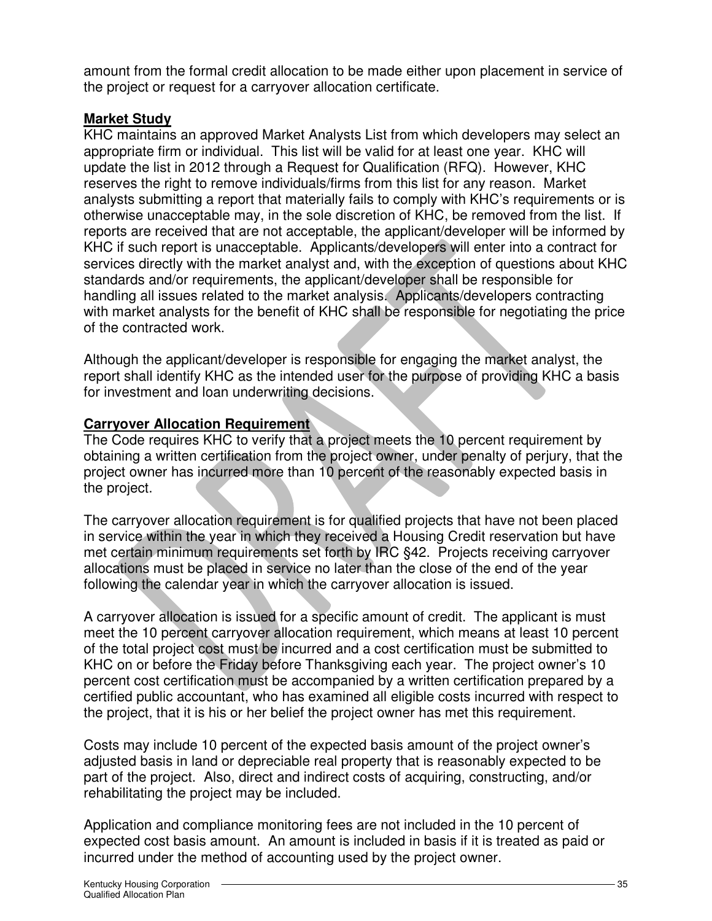amount from the formal credit allocation to be made either upon placement in service of the project or request for a carryover allocation certificate.

**Market Study**

KHC maintains an approved Market Analysts List from which developers may select an appropriate firm or individual. This list will be valid for at least one year. KHC will update the list in 2012 through a Request for Qualification (RFQ). However, KHC reserves the right to remove individuals/firms from this list for any reason. Market analysts submitting a report that materially fails to comply with KHC's requirements or is otherwise unacceptable may, in the sole discretion of KHC, be removed from the list. If reports are received that are not acceptable, the applicant/developer will be informed by KHC if such report is unacceptable. Applicants/developers will enter into a contract for services directly with the market analyst and, with the exception of questions about KHC standards and/or requirements, the applicant/developer shall be responsible for handling all issues related to the market analysis. Applicants/developers contracting with market analysts for the benefit of KHC shall be responsible for negotiating the price of the contracted work.

Although the applicant/developer is responsible for engaging the market analyst, the report shall identify KHC as the intended user for the purpose of providing KHC a basis for investment and loan underwriting decisions.

**Carryover Allocation Requirement**

The Code requires KHC to verify that a project meets the 10 percent requirement by obtaining a written certification from the project owner, under penalty of perjury, that the project owner has incurred more than 10 percent of the reasonably expected basis in the project.

The carryover allocation requirement is for qualified projects that have not been placed in service within the year in which they received a Housing Credit reservation but have met certain minimum requirements set forth by IRC §42. Projects receiving carryover allocations must be placed in service no later than the close of the end of the year following the calendar year in which the carryover allocation is issued.

A carryover allocation is issued for a specific amount of credit. The applicant is must meet the 10 percent carryover allocation requirement, which means at least 10 percent of the total project cost must be incurred and a cost certification must be submitted to KHC on or before the Friday before Thanksgiving each year. The project owner's 10 percent cost certification must be accompanied by a written certification prepared by a certified public accountant, who has examined all eligible costs incurred with respect to the project, that it is his or her belief the project owner has met this requirement.

Costs may include 10 percent of the expected basis amount of the project owner's adjusted basis in land or depreciable real property that is reasonably expected to be part of the project. Also, direct and indirect costs of acquiring, constructing, and/or rehabilitating the project may be included.

Application and compliance monitoring fees are not included in the 10 percent of expected cost basis amount. An amount is included in basis if it is treated as paid or incurred under the method of accounting used by the project owner.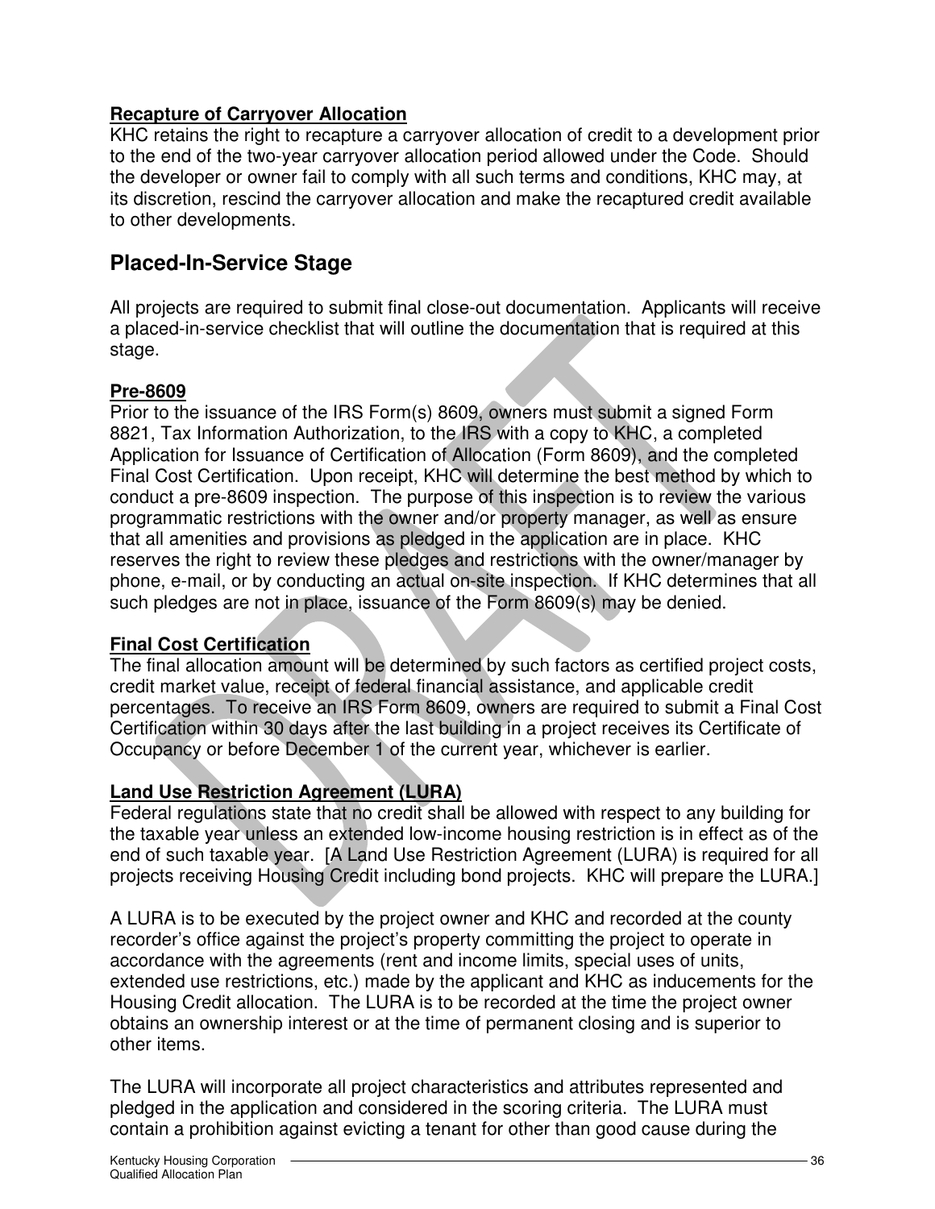**Recapture of Carryover Allocation**
KHC retains the right to recapture a carryover allocation of credit to a development prior to the end of the two-year carryover allocation period allowed under the Code. Should the developer or owner fail to comply with all such terms and conditions, KHC may, at its discretion, rescind the carryover allocation and make the recaptured credit available to other developments.

## Placed-In-Service Stage

All projects are required to submit final close-out documentation. Applicants will receive a placed-in-service checklist that will outline the documentation that is required at this stage.

**Pre-8609**
Prior to the issuance of the IRS Form(s) 8609, owners must submit a signed Form 8821, Tax Information Authorization, to the IRS with a copy to KHC, a completed Application for Issuance of Certification of Allocation (Form 8609), and the completed Final Cost Certification. Upon receipt, KHC will determine the best method by which to conduct a pre-8609 inspection. The purpose of this inspection is to review the various programmatic restrictions with the owner and/or property manager, as well as ensure that all amenities and provisions as pledged in the application are in place. KHC reserves the right to review these pledges and restrictions with the owner/manager by phone, e-mail, or by conducting an actual on-site inspection. If KHC determines that all such pledges are not in place, issuance of the Form 8609(s) may be denied.

**Final Cost Certification**
The final allocation amount will be determined by such factors as certified project costs, credit market value, receipt of federal financial assistance, and applicable credit percentages. To receive an IRS Form 8609, owners are required to submit a Final Cost Certification within 30 days after the last building in a project receives its Certificate of Occupancy or before December 1 of the current year, whichever is earlier.

**Land Use Restriction Agreement (LURA)**
Federal regulations state that no credit shall be allowed with respect to any building for the taxable year unless an extended low-income housing restriction is in effect as of the end of such taxable year. [A Land Use Restriction Agreement (LURA) is required for all projects receiving Housing Credit including bond projects. KHC will prepare the LURA.]

A LURA is to be executed by the project owner and KHC and recorded at the county recorder's office against the project's property committing the project to operate in accordance with the agreements (rent and income limits, special uses of units, extended use restrictions, etc.) made by the applicant and KHC as inducements for the Housing Credit allocation. The LURA is to be recorded at the time the project owner obtains an ownership interest or at the time of permanent closing and is superior to other items.

The LURA will incorporate all project characteristics and attributes represented and pledged in the application and considered in the scoring criteria. The LURA must contain a prohibition against evicting a tenant for other than good cause during the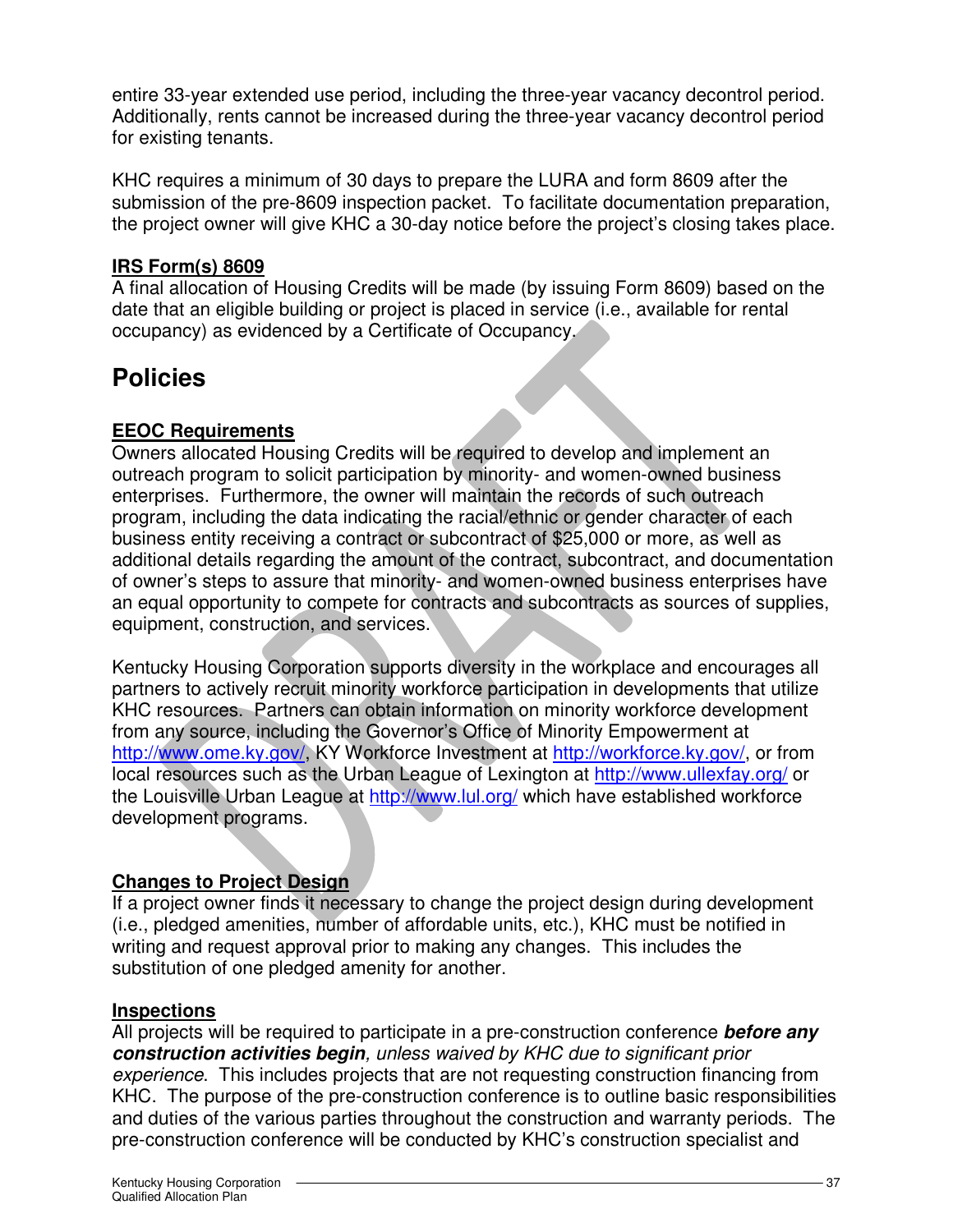entire 33-year extended use period, including the three-year vacancy decontrol period. Additionally, rents cannot be increased during the three-year vacancy decontrol period for existing tenants.

KHC requires a minimum of 30 days to prepare the LURA and form 8609 after the submission of the pre-8609 inspection packet. To facilitate documentation preparation, the project owner will give KHC a 30-day notice before the project's closing takes place.

**IRS Form(s) 8609**

A final allocation of Housing Credits will be made (by issuing Form 8609) based on the date that an eligible building or project is placed in service (i.e., available for rental occupancy) as evidenced by a Certificate of Occupancy.

# Policies

**EEOC Requirements**

Owners allocated Housing Credits will be required to develop and implement an outreach program to solicit participation by minority- and women-owned business enterprises. Furthermore, the owner will maintain the records of such outreach program, including the data indicating the racial/ethnic or gender character of each business entity receiving a contract or subcontract of $25,000 or more, as well as additional details regarding the amount of the contract, subcontract, and documentation of owner's steps to assure that minority- and women-owned business enterprises have an equal opportunity to compete for contracts and subcontracts as sources of supplies, equipment, construction, and services.

Kentucky Housing Corporation supports diversity in the workplace and encourages all partners to actively recruit minority workforce participation in developments that utilize KHC resources. Partners can obtain information on minority workforce development from any source, including the Governor's Office of Minority Empowerment at http://www.ome.ky.gov/, KY Workforce Investment at http://workforce.ky.gov/, or from local resources such as the Urban League of Lexington at http://www.ullexfay.org/ or the Louisville Urban League at http://www.lul.org/ which have established workforce development programs.

**Changes to Project Design**

If a project owner finds it necessary to change the project design during development (i.e., pledged amenities, number of affordable units, etc.), KHC must be notified in writing and request approval prior to making any changes. This includes the substitution of one pledged amenity for another.

**Inspections**

All projects will be required to participate in a pre-construction conference ***before any construction activities begin****, unless waived by KHC due to significant prior experience*. This includes projects that are not requesting construction financing from KHC. The purpose of the pre-construction conference is to outline basic responsibilities and duties of the various parties throughout the construction and warranty periods. The pre-construction conference will be conducted by KHC's construction specialist and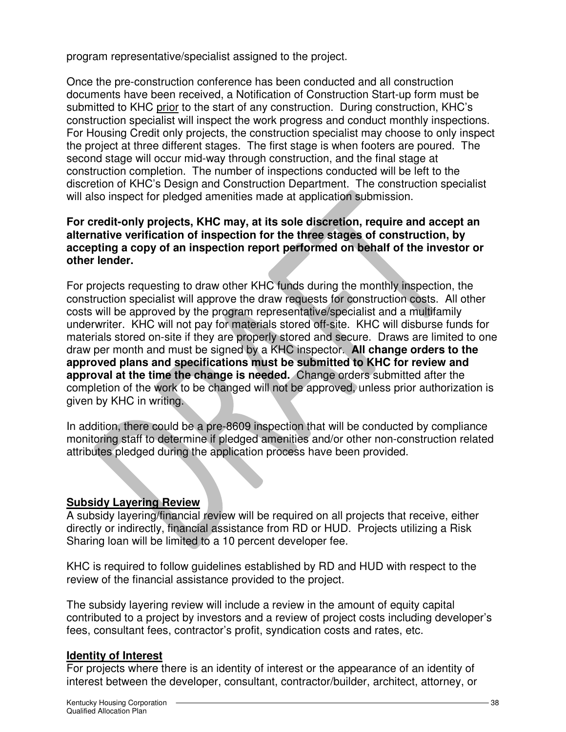program representative/specialist assigned to the project.

Once the pre-construction conference has been conducted and all construction documents have been received, a Notification of Construction Start-up form must be submitted to KHC prior to the start of any construction. During construction, KHC's construction specialist will inspect the work progress and conduct monthly inspections. For Housing Credit only projects, the construction specialist may choose to only inspect the project at three different stages. The first stage is when footers are poured. The second stage will occur mid-way through construction, and the final stage at construction completion. The number of inspections conducted will be left to the discretion of KHC's Design and Construction Department. The construction specialist will also inspect for pledged amenities made at application submission.

**For credit-only projects, KHC may, at its sole discretion, require and accept an alternative verification of inspection for the three stages of construction, by accepting a copy of an inspection report performed on behalf of the investor or other lender.**

For projects requesting to draw other KHC funds during the monthly inspection, the construction specialist will approve the draw requests for construction costs. All other costs will be approved by the program representative/specialist and a multifamily underwriter. KHC will not pay for materials stored off-site. KHC will disburse funds for materials stored on-site if they are properly stored and secure. Draws are limited to one draw per month and must be signed by a KHC inspector. **All change orders to the approved plans and specifications must be submitted to KHC for review and approval at the time the change is needed.** Change orders submitted after the completion of the work to be changed will not be approved, unless prior authorization is given by KHC in writing.

In addition, there could be a pre-8609 inspection that will be conducted by compliance monitoring staff to determine if pledged amenities and/or other non-construction related attributes pledged during the application process have been provided.

## Subsidy Layering Review

A subsidy layering/financial review will be required on all projects that receive, either directly or indirectly, financial assistance from RD or HUD. Projects utilizing a Risk Sharing loan will be limited to a 10 percent developer fee.

KHC is required to follow guidelines established by RD and HUD with respect to the review of the financial assistance provided to the project.

The subsidy layering review will include a review in the amount of equity capital contributed to a project by investors and a review of project costs including developer's fees, consultant fees, contractor's profit, syndication costs and rates, etc.

## Identity of Interest

For projects where there is an identity of interest or the appearance of an identity of interest between the developer, consultant, contractor/builder, architect, attorney, or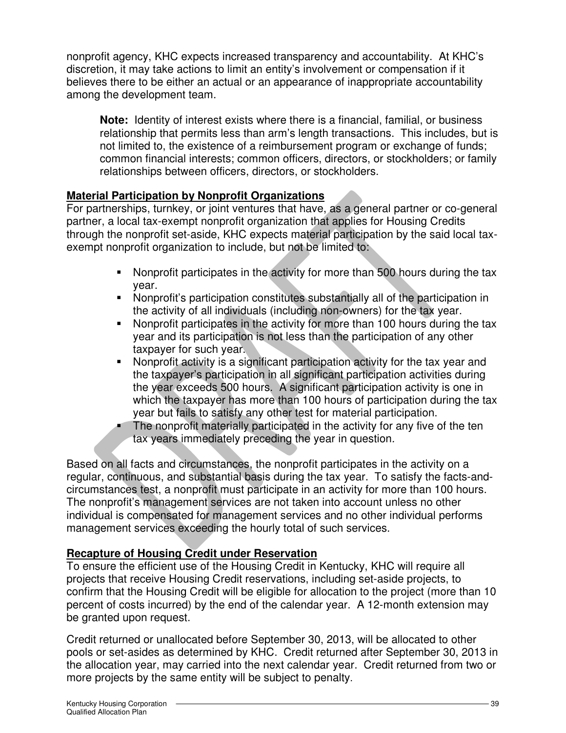nonprofit agency, KHC expects increased transparency and accountability. At KHC's discretion, it may take actions to limit an entity's involvement or compensation if it believes there to be either an actual or an appearance of inappropriate accountability among the development team.

> **Note:** Identity of interest exists where there is a financial, familial, or business relationship that permits less than arm's length transactions. This includes, but is not limited to, the existence of a reimbursement program or exchange of funds; common financial interests; common officers, directors, or stockholders; or family relationships between officers, directors, or stockholders.

**Material Participation by Nonprofit Organizations**

For partnerships, turnkey, or joint ventures that have, as a general partner or co-general partner, a local tax-exempt nonprofit organization that applies for Housing Credits through the nonprofit set-aside, KHC expects material participation by the said local tax-exempt nonprofit organization to include, but not be limited to:

- Nonprofit participates in the activity for more than 500 hours during the tax year.
- Nonprofit's participation constitutes substantially all of the participation in the activity of all individuals (including non-owners) for the tax year.
- Nonprofit participates in the activity for more than 100 hours during the tax year and its participation is not less than the participation of any other taxpayer for such year.
- Nonprofit activity is a significant participation activity for the tax year and the taxpayer's participation in all significant participation activities during the year exceeds 500 hours. A significant participation activity is one in which the taxpayer has more than 100 hours of participation during the tax year but fails to satisfy any other test for material participation.
- The nonprofit materially participated in the activity for any five of the ten tax years immediately preceding the year in question.

Based on all facts and circumstances, the nonprofit participates in the activity on a regular, continuous, and substantial basis during the tax year. To satisfy the facts-and-circumstances test, a nonprofit must participate in an activity for more than 100 hours. The nonprofit's management services are not taken into account unless no other individual is compensated for management services and no other individual performs management services exceeding the hourly total of such services.

**Recapture of Housing Credit under Reservation**

To ensure the efficient use of the Housing Credit in Kentucky, KHC will require all projects that receive Housing Credit reservations, including set-aside projects, to confirm that the Housing Credit will be eligible for allocation to the project (more than 10 percent of costs incurred) by the end of the calendar year. A 12-month extension may be granted upon request.

Credit returned or unallocated before September 30, 2013, will be allocated to other pools or set-asides as determined by KHC. Credit returned after September 30, 2013 in the allocation year, may carried into the next calendar year. Credit returned from two or more projects by the same entity will be subject to penalty.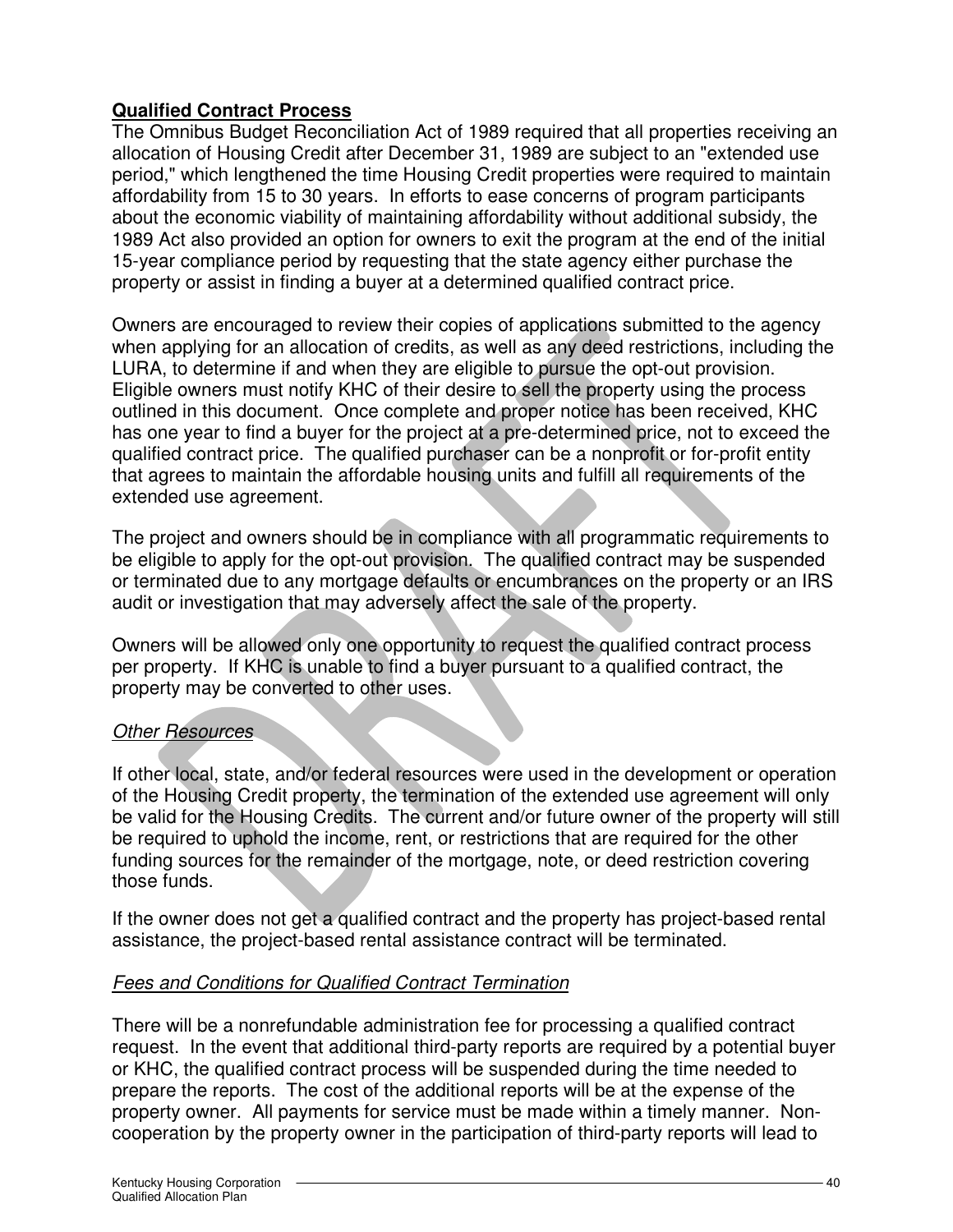**Qualified Contract Process**

The Omnibus Budget Reconciliation Act of 1989 required that all properties receiving an allocation of Housing Credit after December 31, 1989 are subject to an "extended use period," which lengthened the time Housing Credit properties were required to maintain affordability from 15 to 30 years. In efforts to ease concerns of program participants about the economic viability of maintaining affordability without additional subsidy, the 1989 Act also provided an option for owners to exit the program at the end of the initial 15-year compliance period by requesting that the state agency either purchase the property or assist in finding a buyer at a determined qualified contract price.

Owners are encouraged to review their copies of applications submitted to the agency when applying for an allocation of credits, as well as any deed restrictions, including the LURA, to determine if and when they are eligible to pursue the opt-out provision. Eligible owners must notify KHC of their desire to sell the property using the process outlined in this document. Once complete and proper notice has been received, KHC has one year to find a buyer for the project at a pre-determined price, not to exceed the qualified contract price. The qualified purchaser can be a nonprofit or for-profit entity that agrees to maintain the affordable housing units and fulfill all requirements of the extended use agreement.

The project and owners should be in compliance with all programmatic requirements to be eligible to apply for the opt-out provision. The qualified contract may be suspended or terminated due to any mortgage defaults or encumbrances on the property or an IRS audit or investigation that may adversely affect the sale of the property.

Owners will be allowed only one opportunity to request the qualified contract process per property. If KHC is unable to find a buyer pursuant to a qualified contract, the property may be converted to other uses.

*Other Resources*

If other local, state, and/or federal resources were used in the development or operation of the Housing Credit property, the termination of the extended use agreement will only be valid for the Housing Credits. The current and/or future owner of the property will still be required to uphold the income, rent, or restrictions that are required for the other funding sources for the remainder of the mortgage, note, or deed restriction covering those funds.

If the owner does not get a qualified contract and the property has project-based rental assistance, the project-based rental assistance contract will be terminated.

*Fees and Conditions for Qualified Contract Termination*

There will be a nonrefundable administration fee for processing a qualified contract request. In the event that additional third-party reports are required by a potential buyer or KHC, the qualified contract process will be suspended during the time needed to prepare the reports. The cost of the additional reports will be at the expense of the property owner. All payments for service must be made within a timely manner. Non-cooperation by the property owner in the participation of third-party reports will lead to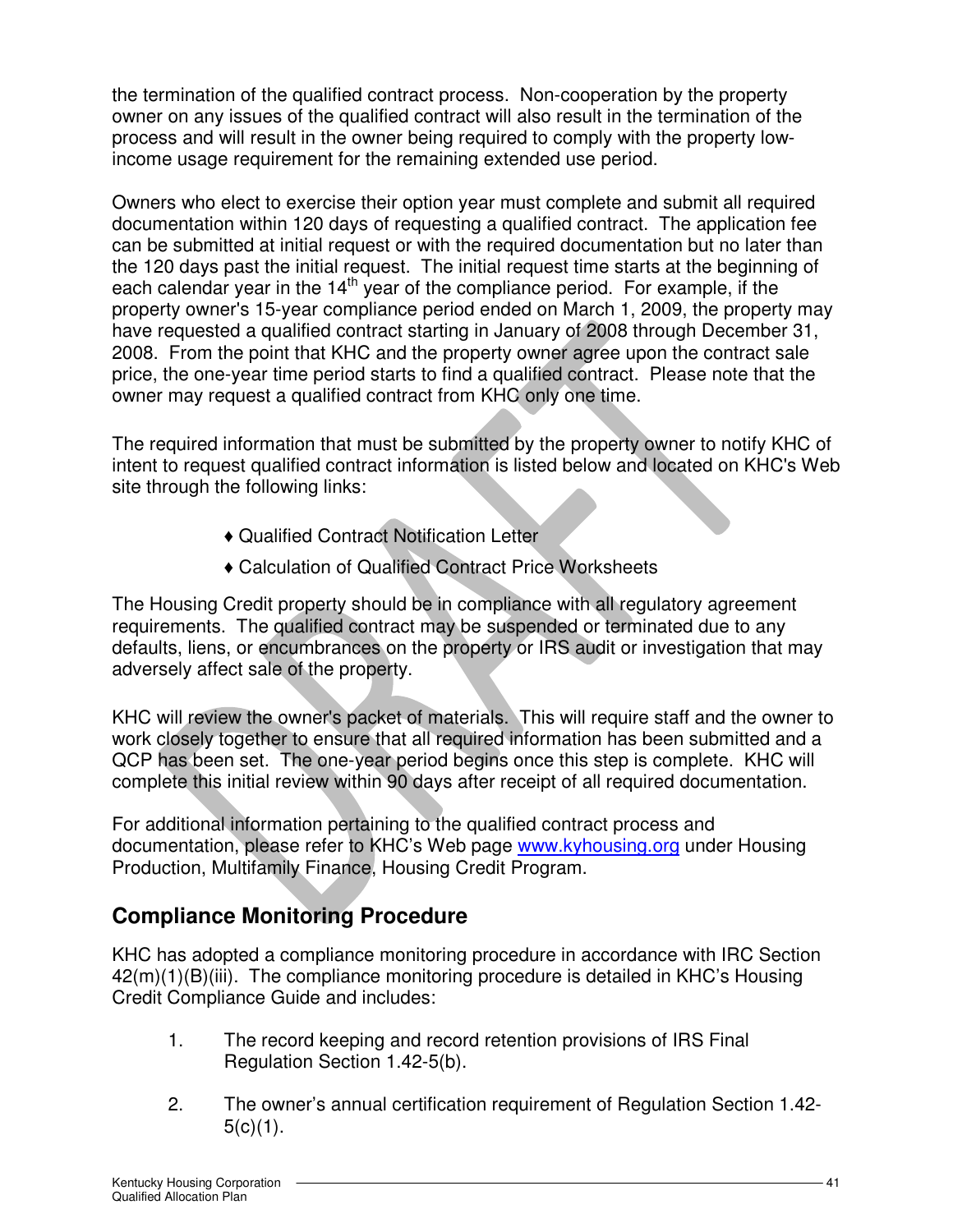the termination of the qualified contract process. Non-cooperation by the property owner on any issues of the qualified contract will also result in the termination of the process and will result in the owner being required to comply with the property low-income usage requirement for the remaining extended use period.

Owners who elect to exercise their option year must complete and submit all required documentation within 120 days of requesting a qualified contract. The application fee can be submitted at initial request or with the required documentation but no later than the 120 days past the initial request. The initial request time starts at the beginning of each calendar year in the 14th year of the compliance period. For example, if the property owner's 15-year compliance period ended on March 1, 2009, the property may have requested a qualified contract starting in January of 2008 through December 31, 2008. From the point that KHC and the property owner agree upon the contract sale price, the one-year time period starts to find a qualified contract. Please note that the owner may request a qualified contract from KHC only one time.

The required information that must be submitted by the property owner to notify KHC of intent to request qualified contract information is listed below and located on KHC's Web site through the following links:

- ♦ Qualified Contract Notification Letter
- ♦ Calculation of Qualified Contract Price Worksheets

The Housing Credit property should be in compliance with all regulatory agreement requirements. The qualified contract may be suspended or terminated due to any defaults, liens, or encumbrances on the property or IRS audit or investigation that may adversely affect sale of the property.

KHC will review the owner's packet of materials. This will require staff and the owner to work closely together to ensure that all required information has been submitted and a QCP has been set. The one-year period begins once this step is complete. KHC will complete this initial review within 90 days after receipt of all required documentation.

For additional information pertaining to the qualified contract process and documentation, please refer to KHC's Web page www.kyhousing.org under Housing Production, Multifamily Finance, Housing Credit Program.

## Compliance Monitoring Procedure

KHC has adopted a compliance monitoring procedure in accordance with IRC Section 42(m)(1)(B)(iii). The compliance monitoring procedure is detailed in KHC's Housing Credit Compliance Guide and includes:

1. The record keeping and record retention provisions of IRS Final Regulation Section 1.42-5(b).
2. The owner's annual certification requirement of Regulation Section 1.42-5(c)(1).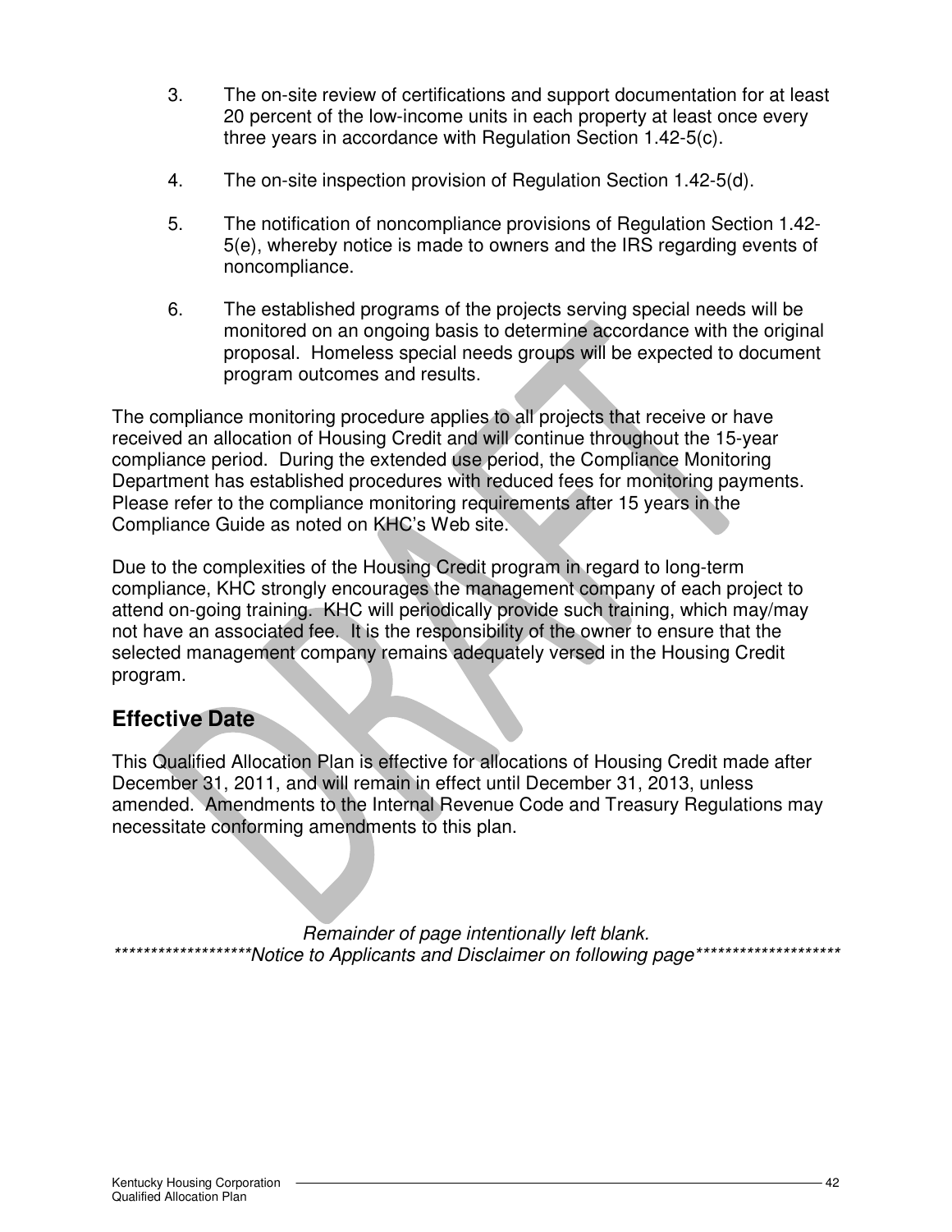3. The on-site review of certifications and support documentation for at least 20 percent of the low-income units in each property at least once every three years in accordance with Regulation Section 1.42-5(c).

4. The on-site inspection provision of Regulation Section 1.42-5(d).

5. The notification of noncompliance provisions of Regulation Section 1.42-5(e), whereby notice is made to owners and the IRS regarding events of noncompliance.

6. The established programs of the projects serving special needs will be monitored on an ongoing basis to determine accordance with the original proposal. Homeless special needs groups will be expected to document program outcomes and results.

The compliance monitoring procedure applies to all projects that receive or have received an allocation of Housing Credit and will continue throughout the 15-year compliance period. During the extended use period, the Compliance Monitoring Department has established procedures with reduced fees for monitoring payments. Please refer to the compliance monitoring requirements after 15 years in the Compliance Guide as noted on KHC's Web site.

Due to the complexities of the Housing Credit program in regard to long-term compliance, KHC strongly encourages the management company of each project to attend on-going training. KHC will periodically provide such training, which may/may not have an associated fee. It is the responsibility of the owner to ensure that the selected management company remains adequately versed in the Housing Credit program.

## Effective Date

This Qualified Allocation Plan is effective for allocations of Housing Credit made after December 31, 2011, and will remain in effect until December 31, 2013, unless amended. Amendments to the Internal Revenue Code and Treasury Regulations may necessitate conforming amendments to this plan.

*Remainder of page intentionally left blank.*

*******************Notice to Applicants and Disclaimer on following page********************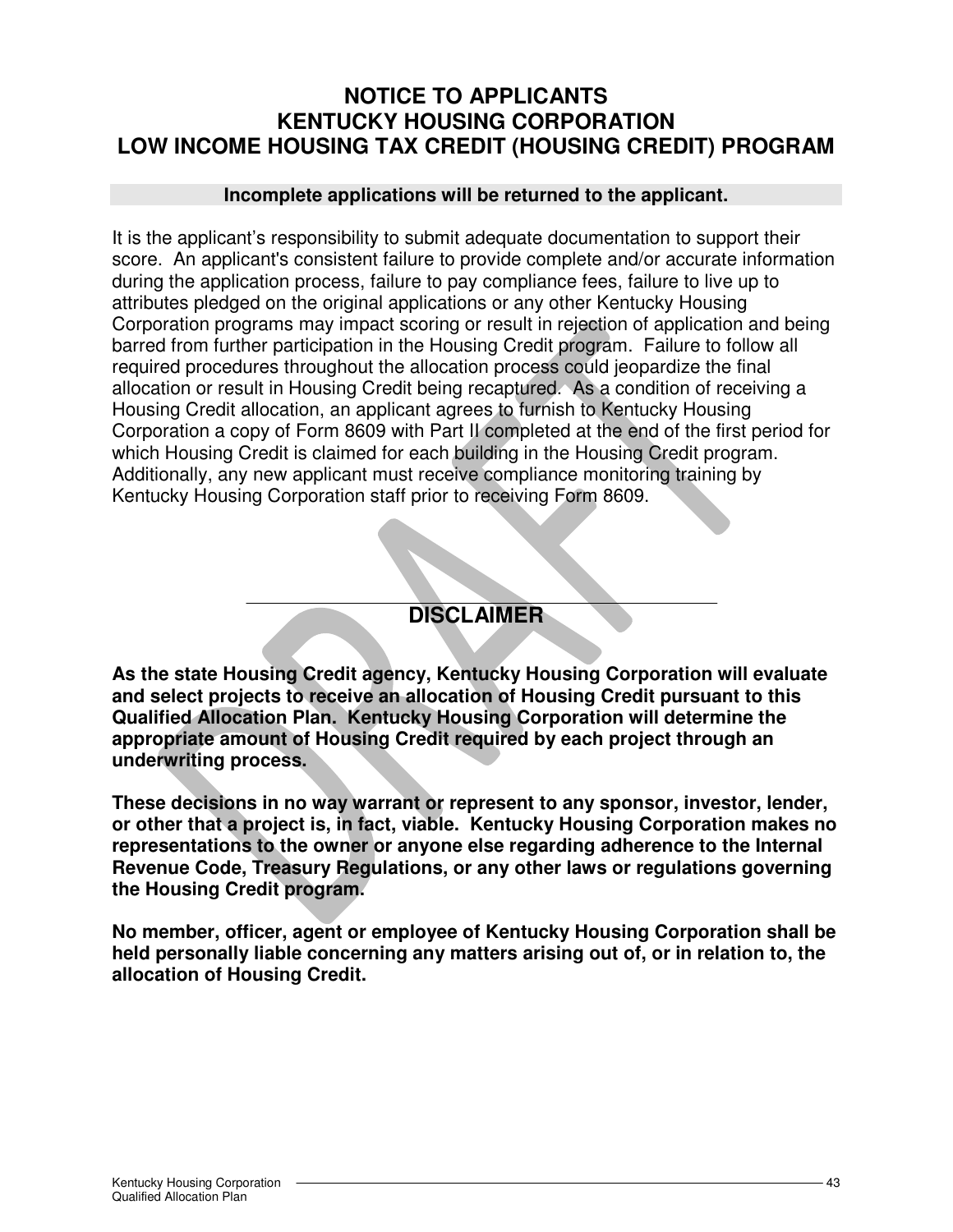# NOTICE TO APPLICANTS
# KENTUCKY HOUSING CORPORATION
# LOW INCOME HOUSING TAX CREDIT (HOUSING CREDIT) PROGRAM

**Incomplete applications will be returned to the applicant.**

It is the applicant's responsibility to submit adequate documentation to support their score. An applicant's consistent failure to provide complete and/or accurate information during the application process, failure to pay compliance fees, failure to live up to attributes pledged on the original applications or any other Kentucky Housing Corporation programs may impact scoring or result in rejection of application and being barred from further participation in the Housing Credit program. Failure to follow all required procedures throughout the allocation process could jeopardize the final allocation or result in Housing Credit being recaptured. As a condition of receiving a Housing Credit allocation, an applicant agrees to furnish to Kentucky Housing Corporation a copy of Form 8609 with Part II completed at the end of the first period for which Housing Credit is claimed for each building in the Housing Credit program. Additionally, any new applicant must receive compliance monitoring training by Kentucky Housing Corporation staff prior to receiving Form 8609.

## DISCLAIMER

**As the state Housing Credit agency, Kentucky Housing Corporation will evaluate and select projects to receive an allocation of Housing Credit pursuant to this Qualified Allocation Plan. Kentucky Housing Corporation will determine the appropriate amount of Housing Credit required by each project through an underwriting process.**

**These decisions in no way warrant or represent to any sponsor, investor, lender, or other that a project is, in fact, viable. Kentucky Housing Corporation makes no representations to the owner or anyone else regarding adherence to the Internal Revenue Code, Treasury Regulations, or any other laws or regulations governing the Housing Credit program.**

**No member, officer, agent or employee of Kentucky Housing Corporation shall be held personally liable concerning any matters arising out of, or in relation to, the allocation of Housing Credit.**